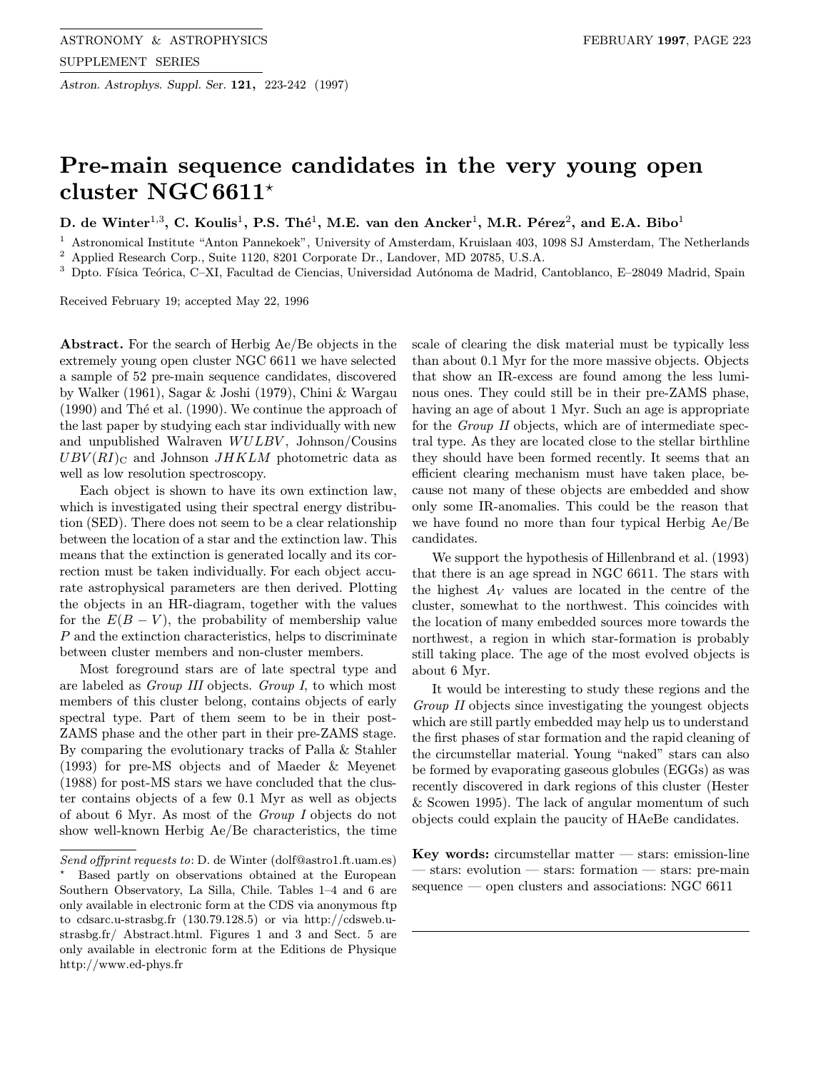# Pre-main sequence candidates in the very young open cluster NGC 6611*

**D. de Winter[1,3], C. Koulis[1], P.S. Thé[1], M.E. van den Ancker[1], M.R. Pérez[2], and E.A. Bibo[1]**

[1] Astronomical Institute "Anton Pannekoek", University of Amsterdam, Kruislaan 403, 1098 SJ Amsterdam, The Netherlands
[2] Applied Research Corp., Suite 1120, 8201 Corporate Dr., Landover, MD 20785, U.S.A.
[3] Dpto. Física Teórica, C–XI, Facultad de Ciencias, Universidad Autónoma de Madrid, Cantoblanco, E–28049 Madrid, Spain

Received February 19; accepted May 22, 1996

**Abstract.** For the search of Herbig Ae/Be objects in the extremely young open cluster NGC 6611 we have selected a sample of 52 pre-main sequence candidates, discovered by Walker (1961), Sagar & Joshi (1979), Chini & Wargau (1990) and Thé et al. (1990). We continue the approach of the last paper by studying each star individually with new and unpublished Walraven *WULBV*, Johnson/Cousins $UBV(RI)_{\rm C}$ and Johnson *JHKLM* photometric data as well as low resolution spectroscopy.

Each object is shown to have its own extinction law, which is investigated using their spectral energy distribution (SED). There does not seem to be a clear relationship between the location of a star and the extinction law. This means that the extinction is generated locally and its correction must be taken individually. For each object accurate astrophysical parameters are then derived. Plotting the objects in an HR-diagram, together with the values for the $E(B-V)$, the probability of membership value $P$ and the extinction characteristics, helps to discriminate between cluster members and non-cluster members.

Most foreground stars are of late spectral type and are labeled as *Group III* objects. *Group I*, to which most members of this cluster belong, contains objects of early spectral type. Part of them seem to be in their post-ZAMS phase and the other part in their pre-ZAMS stage. By comparing the evolutionary tracks of Palla & Stahler (1993) for pre-MS objects and of Maeder & Meyenet (1988) for post-MS stars we have concluded that the cluster contains objects of a few 0.1 Myr as well as objects of about 6 Myr. As most of the *Group I* objects do not show well-known Herbig Ae/Be characteristics, the time scale of clearing the disk material must be typically less than about 0.1 Myr for the more massive objects. Objects that show an IR-excess are found among the less luminous ones. They could still be in their pre-ZAMS phase, having an age of about 1 Myr. Such an age is appropriate for the *Group II* objects, which are of intermediate spectral type. As they are located close to the stellar birthline they should have been formed recently. It seems that an efficient clearing mechanism must have taken place, because not many of these objects are embedded and show only some IR-anomalies. This could be the reason that we have found no more than four typical Herbig Ae/Be candidates.

We support the hypothesis of Hillenbrand et al. (1993) that there is an age spread in NGC 6611. The stars with the highest $A_V$ values are located in the centre of the cluster, somewhat to the northwest. This coincides with the location of many embedded sources more towards the northwest, a region in which star-formation is probably still taking place. The age of the most evolved objects is about 6 Myr.

It would be interesting to study these regions and the *Group II* objects since investigating the youngest objects which are still partly embedded may help us to understand the first phases of star formation and the rapid cleaning of the circumstellar material. Young "naked" stars can also be formed by evaporating gaseous globules (EGGs) as was recently discovered in dark regions of this cluster (Hester & Scowen 1995). The lack of angular momentum of such objects could explain the paucity of HAeBe candidates.

**Key words:** circumstellar matter — stars: emission-line — stars: evolution — stars: formation — stars: pre-main sequence — open clusters and associations: NGC 6611

*Send offprint requests to*: D. de Winter (dolf@astro1.ft.uam.es)

\* Based partly on observations obtained at the European Southern Observatory, La Silla, Chile. Tables 1–4 and 6 are only available in electronic form at the CDS via anonymous ftp to cdsarc.u-strasbg.fr (130.79.128.5) or via http://cdsweb.u-strasbg.fr/ Abstract.html. Figures 1 and 3 and Sect. 5 are only available in electronic form at the Editions de Physique http://www.ed-phys.fr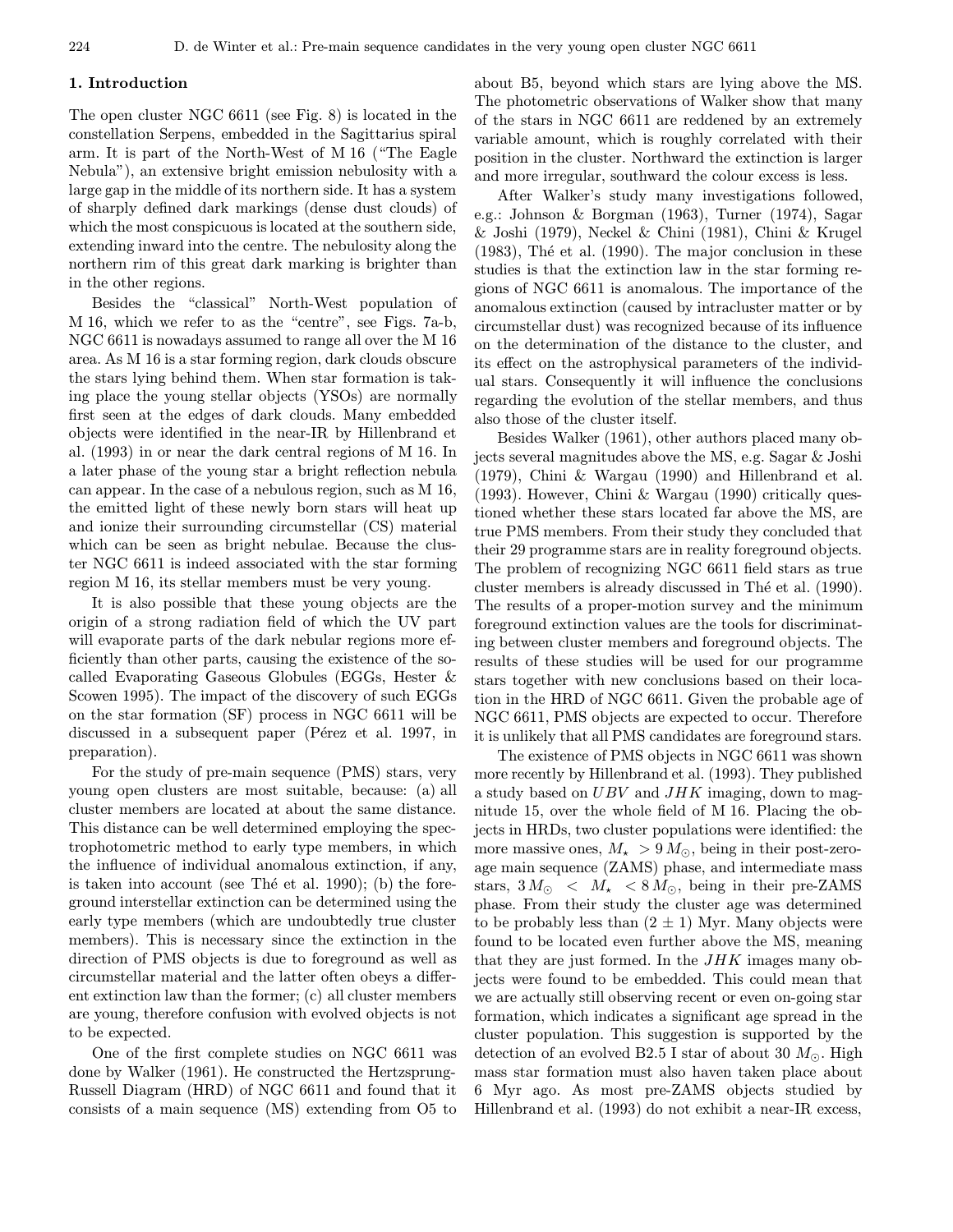## 1. Introduction

The open cluster NGC 6611 (see Fig. 8) is located in the constellation Serpens, embedded in the Sagittarius spiral arm. It is part of the North-West of M 16 ("The Eagle Nebula"), an extensive bright emission nebulosity with a large gap in the middle of its northern side. It has a system of sharply defined dark markings (dense dust clouds) of which the most conspicuous is located at the southern side, extending inward into the centre. The nebulosity along the northern rim of this great dark marking is brighter than in the other regions.

Besides the "classical" North-West population of M 16, which we refer to as the "centre", see Figs. 7a-b, NGC 6611 is nowadays assumed to range all over the M 16 area. As M 16 is a star forming region, dark clouds obscure the stars lying behind them. When star formation is taking place the young stellar objects (YSOs) are normally first seen at the edges of dark clouds. Many embedded objects were identified in the near-IR by Hillenbrand et al. (1993) in or near the dark central regions of M 16. In a later phase of the young star a bright reflection nebula can appear. In the case of a nebulous region, such as M 16, the emitted light of these newly born stars will heat up and ionize their surrounding circumstellar (CS) material which can be seen as bright nebulae. Because the cluster NGC 6611 is indeed associated with the star forming region M 16, its stellar members must be very young.

It is also possible that these young objects are the origin of a strong radiation field of which the UV part will evaporate parts of the dark nebular regions more efficiently than other parts, causing the existence of the so-called Evaporating Gaseous Globules (EGGs, Hester & Scowen 1995). The impact of the discovery of such EGGs on the star formation (SF) process in NGC 6611 will be discussed in a subsequent paper (Pérez et al. 1997, in preparation).

For the study of pre-main sequence (PMS) stars, very young open clusters are most suitable, because: (a) all cluster members are located at about the same distance. This distance can be well determined employing the spectrophotometric method to early type members, in which the influence of individual anomalous extinction, if any, is taken into account (see Thé et al. 1990); (b) the foreground interstellar extinction can be determined using the early type members (which are undoubtedly true cluster members). This is necessary since the extinction in the direction of PMS objects is due to foreground as well as circumstellar material and the latter often obeys a different extinction law than the former; (c) all cluster members are young, therefore confusion with evolved objects is not to be expected.

One of the first complete studies on NGC 6611 was done by Walker (1961). He constructed the Hertzsprung-Russell Diagram (HRD) of NGC 6611 and found that it consists of a main sequence (MS) extending from O5 to about B5, beyond which stars are lying above the MS. The photometric observations of Walker show that many of the stars in NGC 6611 are reddened by an extremely variable amount, which is roughly correlated with their position in the cluster. Northward the extinction is larger and more irregular, southward the colour excess is less.

After Walker's study many investigations followed, e.g.: Johnson & Borgman (1963), Turner (1974), Sagar & Joshi (1979), Neckel & Chini (1981), Chini & Krugel (1983), Thé et al. (1990). The major conclusion in these studies is that the extinction law in the star forming regions of NGC 6611 is anomalous. The importance of the anomalous extinction (caused by intracluster matter or by circumstellar dust) was recognized because of its influence on the determination of the distance to the cluster, and its effect on the astrophysical parameters of the individual stars. Consequently it will influence the conclusions regarding the evolution of the stellar members, and thus also those of the cluster itself.

Besides Walker (1961), other authors placed many objects several magnitudes above the MS, e.g. Sagar & Joshi (1979), Chini & Wargau (1990) and Hillenbrand et al. (1993). However, Chini & Wargau (1990) critically questioned whether these stars located far above the MS, are true PMS members. From their study they concluded that their 29 programme stars are in reality foreground objects. The problem of recognizing NGC 6611 field stars as true cluster members is already discussed in Thé et al. (1990). The results of a proper-motion survey and the minimum foreground extinction values are the tools for discriminating between cluster members and foreground objects. The results of these studies will be used for our programme stars together with new conclusions based on their location in the HRD of NGC 6611. Given the probable age of NGC 6611, PMS objects are expected to occur. Therefore it is unlikely that all PMS candidates are foreground stars.

The existence of PMS objects in NGC 6611 was shown more recently by Hillenbrand et al. (1993). They published a study based on $UBV$ and $JHK$ imaging, down to magnitude 15, over the whole field of M 16. Placing the objects in HRDs, two cluster populations were identified: the more massive ones, $M_\star > 9\,M_\odot$, being in their post-zero-age main sequence (ZAMS) phase, and intermediate mass stars, $3\,M_\odot < M_\star < 8\,M_\odot$, being in their pre-ZAMS phase. From their study the cluster age was determined to be probably less than $(2 \pm 1)$ Myr. Many objects were found to be located even further above the MS, meaning that they are just formed. In the $JHK$ images many objects were found to be embedded. This could mean that we are actually still observing recent or even on-going star formation, which indicates a significant age spread in the cluster population. This suggestion is supported by the detection of an evolved B2.5 I star of about 30 $M_\odot$. High mass star formation must also haven taken place about 6 Myr ago. As most pre-ZAMS objects studied by Hillenbrand et al. (1993) do not exhibit a near-IR excess,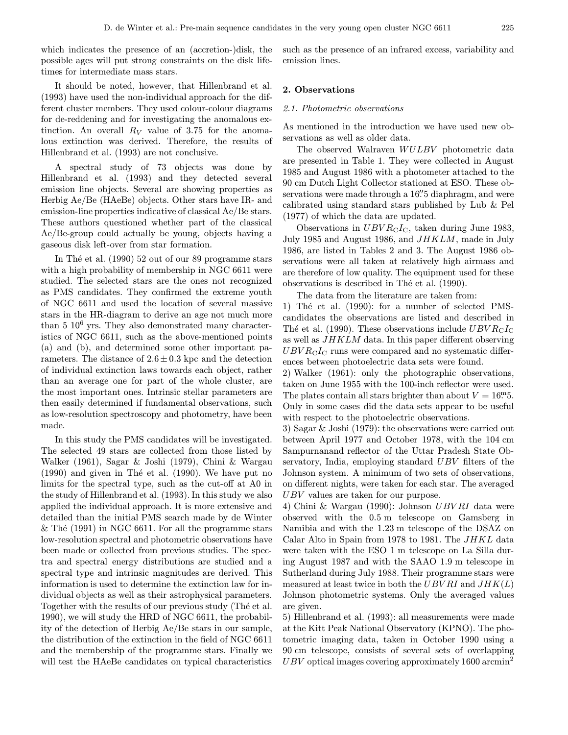which indicates the presence of an (accretion-)disk, the possible ages will put strong constraints on the disk lifetimes for intermediate mass stars.

It should be noted, however, that Hillenbrand et al. (1993) have used the non-individual approach for the different cluster members. They used colour-colour diagrams for de-reddening and for investigating the anomalous extinction. An overall $R_V$ value of 3.75 for the anomalous extinction was derived. Therefore, the results of Hillenbrand et al. (1993) are not conclusive.

A spectral study of 73 objects was done by Hillenbrand et al. (1993) and they detected several emission line objects. Several are showing properties as Herbig Ae/Be (HAeBe) objects. Other stars have IR- and emission-line properties indicative of classical Ae/Be stars. These authors questioned whether part of the classical Ae/Be-group could actually be young, objects having a gaseous disk left-over from star formation.

In Thé et al. (1990) 52 out of our 89 programme stars with a high probability of membership in NGC 6611 were studied. The selected stars are the ones not recognized as PMS candidates. They confirmed the extreme youth of NGC 6611 and used the location of several massive stars in the HR-diagram to derive an age not much more than 5 $10^6$ yrs. They also demonstrated many characteristics of NGC 6611, such as the above-mentioned points (a) and (b), and determined some other important parameters. The distance of $2.6 \pm 0.3$ kpc and the detection of individual extinction laws towards each object, rather than an average one for part of the whole cluster, are the most important ones. Intrinsic stellar parameters are then easily determined if fundamental observations, such as low-resolution spectroscopy and photometry, have been made.

In this study the PMS candidates will be investigated. The selected 49 stars are collected from those listed by Walker (1961), Sagar & Joshi (1979), Chini & Wargau (1990) and given in Thé et al. (1990). We have put no limits for the spectral type, such as the cut-off at A0 in the study of Hillenbrand et al. (1993). In this study we also applied the individual approach. It is more extensive and detailed than the initial PMS search made by de Winter & Thé (1991) in NGC 6611. For all the programme stars low-resolution spectral and photometric observations have been made or collected from previous studies. The spectra and spectral energy distributions are studied and a spectral type and intrinsic magnitudes are derived. This information is used to determine the extinction law for individual objects as well as their astrophysical parameters. Together with the results of our previous study (Thé et al. 1990), we will study the HRD of NGC 6611, the probability of the detection of Herbig Ae/Be stars in our sample, the distribution of the extinction in the field of NGC 6611 and the membership of the programme stars. Finally we will test the HAeBe candidates on typical characteristics such as the presence of an infrared excess, variability and emission lines.

## 2. Observations

### 2.1. Photometric observations

As mentioned in the introduction we have used new observations as well as older data.

The observed Walraven $WULBV$ photometric data are presented in Table 1. They were collected in August 1985 and August 1986 with a photometer attached to the 90 cm Dutch Light Collector stationed at ESO. These observations were made through a 16$''$.5 diaphragm, and were calibrated using standard stars published by Lub & Pel (1977) of which the data are updated.

Observations in $UBVR_{\rm C}I_{\rm C}$, taken during June 1983, July 1985 and August 1986, and $JHKLM$, made in July 1986, are listed in Tables 2 and 3. The August 1986 observations were all taken at relatively high airmass and are therefore of low quality. The equipment used for these observations is described in Thé et al. (1990).

The data from the literature are taken from:

1) Thé et al. (1990): for a number of selected PMS-candidates the observations are listed and described in Thé et al. (1990). These observations include $UBVR_{\rm C}I_{\rm C}$ as well as $JHKLM$ data. In this paper different observing $UBVR_{\rm C}I_{\rm C}$ runs were compared and no systematic differences between photoelectric data sets were found.

2) Walker (1961): only the photographic observations, taken on June 1955 with the 100-inch reflector were used. The plates contain all stars brighter than about $V = 16^{\rm m}.5$. Only in some cases did the data sets appear to be useful with respect to the photoelectric observations.

3) Sagar & Joshi (1979): the observations were carried out between April 1977 and October 1978, with the 104 cm Sampurnanand reflector of the Uttar Pradesh State Observatory, India, employing standard $UBV$ filters of the Johnson system. A minimum of two sets of observations, on different nights, were taken for each star. The averaged $UBV$ values are taken for our purpose.

4) Chini & Wargau (1990): Johnson $UBVRI$ data were observed with the 0.5 m telescope on Gamsberg in Namibia and with the 1.23 m telescope of the DSAZ on Calar Alto in Spain from 1978 to 1981. The $JHKL$ data were taken with the ESO 1 m telescope on La Silla during August 1987 and with the SAAO 1.9 m telescope in Sutherland during July 1988. Their programme stars were measured at least twice in both the $UBVRI$ and $JHK(L)$ Johnson photometric systems. Only the averaged values are given.

5) Hillenbrand et al. (1993): all measurements were made at the Kitt Peak National Observatory (KPNO). The photometric imaging data, taken in October 1990 using a 90 cm telescope, consists of several sets of overlapping $UBV$ optical images covering approximately 1600 arcmin$^2$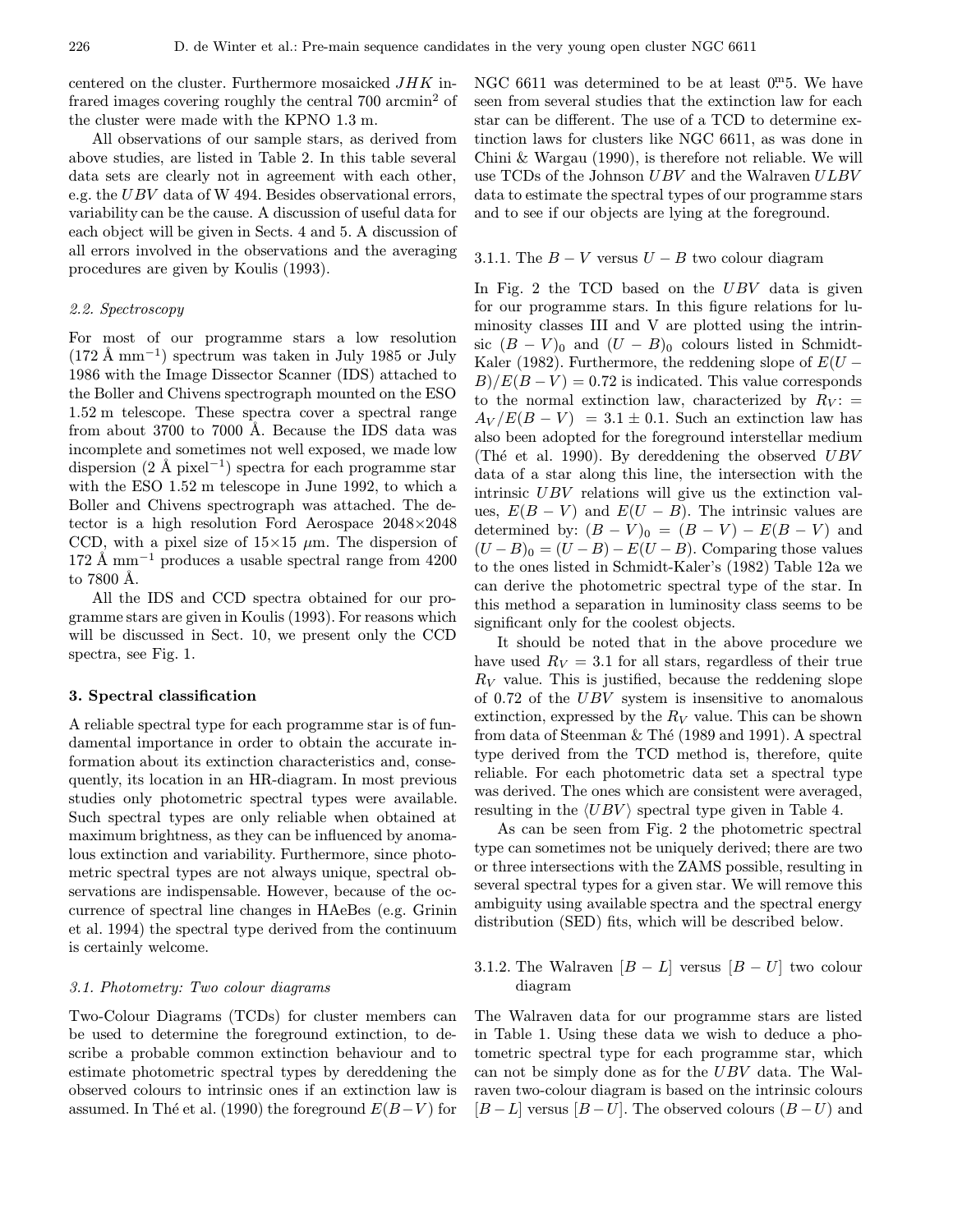centered on the cluster. Furthermore mosaicked $JHK$ infrared images covering roughly the central 700 arcmin$^2$ of the cluster were made with the KPNO 1.3 m.

All observations of our sample stars, as derived from above studies, are listed in Table 2. In this table several data sets are clearly not in agreement with each other, e.g. the $UBV$ data of W 494. Besides observational errors, variability can be the cause. A discussion of useful data for each object will be given in Sects. 4 and 5. A discussion of all errors involved in the observations and the averaging procedures are given by Koulis (1993).

### *2.2. Spectroscopy*

For most of our programme stars a low resolution (172 Å mm$^{-1}$) spectrum was taken in July 1985 or July 1986 with the Image Dissector Scanner (IDS) attached to the Boller and Chivens spectrograph mounted on the ESO 1.52 m telescope. These spectra cover a spectral range from about 3700 to 7000 Å. Because the IDS data was incomplete and sometimes not well exposed, we made low dispersion (2 Å pixel$^{-1}$) spectra for each programme star with the ESO 1.52 m telescope in June 1992, to which a Boller and Chivens spectrograph was attached. The detector is a high resolution Ford Aerospace 2048×2048 CCD, with a pixel size of 15×15 $\mu$m. The dispersion of 172 Å mm$^{-1}$ produces a usable spectral range from 4200 to 7800 Å.

All the IDS and CCD spectra obtained for our programme stars are given in Koulis (1993). For reasons which will be discussed in Sect. 10, we present only the CCD spectra, see Fig. 1.

## 3. Spectral classification

A reliable spectral type for each programme star is of fundamental importance in order to obtain the accurate information about its extinction characteristics and, consequently, its location in an HR-diagram. In most previous studies only photometric spectral types were available. Such spectral types are only reliable when obtained at maximum brightness, as they can be influenced by anomalous extinction and variability. Furthermore, since photometric spectral types are not always unique, spectral observations are indispensable. However, because of the occurrence of spectral line changes in HAeBes (e.g. Grinin et al. 1994) the spectral type derived from the continuum is certainly welcome.

### *3.1. Photometry: Two colour diagrams*

Two-Colour Diagrams (TCDs) for cluster members can be used to determine the foreground extinction, to describe a probable common extinction behaviour and to estimate photometric spectral types by dereddening the observed colours to intrinsic ones if an extinction law is assumed. In Thé et al. (1990) the foreground $E(B-V)$ for NGC 6611 was determined to be at least $0^{\rm m}\!.5$. We have seen from several studies that the extinction law for each star can be different. The use of a TCD to determine extinction laws for clusters like NGC 6611, as was done in Chini & Wargau (1990), is therefore not reliable. We will use TCDs of the Johnson $UBV$ and the Walraven $ULBV$ data to estimate the spectral types of our programme stars and to see if our objects are lying at the foreground.

#### 3.1.1. The $B-V$ versus $U-B$ two colour diagram

In Fig. 2 the TCD based on the $UBV$ data is given for our programme stars. In this figure relations for luminosity classes III and V are plotted using the intrinsic $(B-V)_0$ and $(U-B)_0$ colours listed in Schmidt-Kaler (1982). Furthermore, the reddening slope of $E(U-B)/E(B-V) = 0.72$ is indicated. This value corresponds to the normal extinction law, characterized by $R_V := A_V/E(B-V) = 3.1 \pm 0.1$. Such an extinction law has also been adopted for the foreground interstellar medium (Thé et al. 1990). By dereddening the observed $UBV$ data of a star along this line, the intersection with the intrinsic $UBV$ relations will give us the extinction values, $E(B-V)$ and $E(U-B)$. The intrinsic values are determined by: $(B-V)_0 = (B-V) - E(B-V)$ and $(U-B)_0 = (U-B) - E(U-B)$. Comparing those values to the ones listed in Schmidt-Kaler's (1982) Table 12a we can derive the photometric spectral type of the star. In this method a separation in luminosity class seems to be significant only for the coolest objects.

It should be noted that in the above procedure we have used $R_V = 3.1$ for all stars, regardless of their true $R_V$ value. This is justified, because the reddening slope of 0.72 of the $UBV$ system is insensitive to anomalous extinction, expressed by the $R_V$ value. This can be shown from data of Steenman & Thé (1989 and 1991). A spectral type derived from the TCD method is, therefore, quite reliable. For each photometric data set a spectral type was derived. The ones which are consistent were averaged, resulting in the $\langle UBV \rangle$ spectral type given in Table 4.

As can be seen from Fig. 2 the photometric spectral type can sometimes not be uniquely derived; there are two or three intersections with the ZAMS possible, resulting in several spectral types for a given star. We will remove this ambiguity using available spectra and the spectral energy distribution (SED) fits, which will be described below.

#### 3.1.2. The Walraven $[B-L]$ versus $[B-U]$ two colour diagram

The Walraven data for our programme stars are listed in Table 1. Using these data we wish to deduce a photometric spectral type for each programme star, which can not be simply done as for the $UBV$ data. The Walraven two-colour diagram is based on the intrinsic colours $[B-L]$ versus $[B-U]$. The observed colours $(B-U)$ and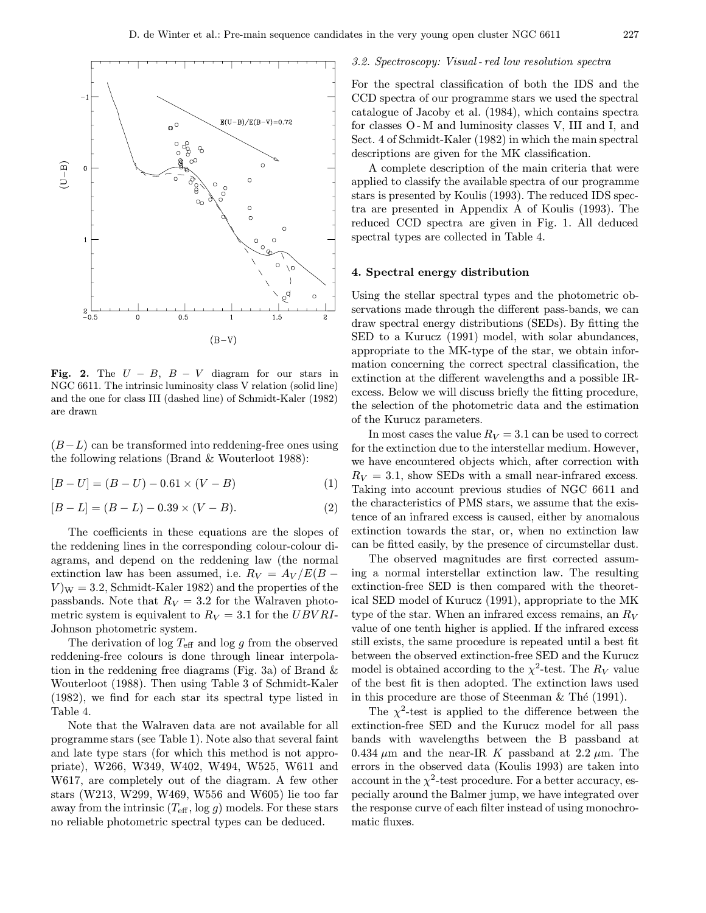**Fig. 2.** The $U-B$, $B-V$ diagram for our stars in NGC 6611. The intrinsic luminosity class V relation (solid line) and the one for class III (dashed line) of Schmidt-Kaler (1982) are drawn

$(B-L)$ can be transformed into reddening-free ones using the following relations (Brand & Wouterloot 1988):

$$[B-U] = (B-U) - 0.61 \times (V-B) \tag{1}$$

$$[B-L] = (B-L) - 0.39 \times (V-B). \tag{2}$$

The coefficients in these equations are the slopes of the reddening lines in the corresponding colour-colour diagrams, and depend on the reddening law (the normal extinction law has been assumed, i.e. $R_V = A_V/E(B-V)_{\rm W} = 3.2$, Schmidt-Kaler 1982) and the properties of the passbands. Note that $R_V = 3.2$ for the Walraven photometric system is equivalent to $R_V = 3.1$ for the *UBVRI*-Johnson photometric system.

The derivation of $\log T_{\rm eff}$ and $\log g$ from the observed reddening-free colours is done through linear interpolation in the reddening free diagrams (Fig. 3a) of Brand & Wouterloot (1988). Then using Table 3 of Schmidt-Kaler (1982), we find for each star its spectral type listed in Table 4.

Note that the Walraven data are not available for all programme stars (see Table 1). Note also that several faint and late type stars (for which this method is not appropriate), W266, W349, W402, W494, W525, W611 and W617, are completely out of the diagram. A few other stars (W213, W299, W469, W556 and W605) lie too far away from the intrinsic ($T_{\rm eff}$, $\log g$) models. For these stars no reliable photometric spectral types can be deduced.

### 3.2. Spectroscopy: Visual - red low resolution spectra

For the spectral classification of both the IDS and the CCD spectra of our programme stars we used the spectral catalogue of Jacoby et al. (1984), which contains spectra for classes O - M and luminosity classes V, III and I, and Sect. 4 of Schmidt-Kaler (1982) in which the main spectral descriptions are given for the MK classification.

A complete description of the main criteria that were applied to classify the available spectra of our programme stars is presented by Koulis (1993). The reduced IDS spectra are presented in Appendix A of Koulis (1993). The reduced CCD spectra are given in Fig. 1. All deduced spectral types are collected in Table 4.

## 4. Spectral energy distribution

Using the stellar spectral types and the photometric observations made through the different pass-bands, we can draw spectral energy distributions (SEDs). By fitting the SED to a Kurucz (1991) model, with solar abundances, appropriate to the MK-type of the star, we obtain information concerning the correct spectral classification, the extinction at the different wavelengths and a possible IR-excess. Below we will discuss briefly the fitting procedure, the selection of the photometric data and the estimation of the Kurucz parameters.

In most cases the value $R_V = 3.1$ can be used to correct for the extinction due to the interstellar medium. However, we have encountered objects which, after correction with $R_V = 3.1$, show SEDs with a small near-infrared excess. Taking into account previous studies of NGC 6611 and the characteristics of PMS stars, we assume that the existence of an infrared excess is caused, either by anomalous extinction towards the star, or, when no extinction law can be fitted easily, by the presence of circumstellar dust.

The observed magnitudes are first corrected assuming a normal interstellar extinction law. The resulting extinction-free SED is then compared with the theoretical SED model of Kurucz (1991), appropriate to the MK type of the star. When an infrared excess remains, an $R_V$ value of one tenth higher is applied. If the infrared excess still exists, the same procedure is repeated until a best fit between the observed extinction-free SED and the Kurucz model is obtained according to the $\chi^2$-test. The $R_V$ value of the best fit is then adopted. The extinction laws used in this procedure are those of Steenman & Thé (1991).

The $\chi^2$-test is applied to the difference between the extinction-free SED and the Kurucz model for all pass bands with wavelengths between the B passband at 0.434 $\mu$m and the near-IR $K$ passband at 2.2 $\mu$m. The errors in the observed data (Koulis 1993) are taken into account in the $\chi^2$-test procedure. For a better accuracy, especially around the Balmer jump, we have integrated over the response curve of each filter instead of using monochromatic fluxes.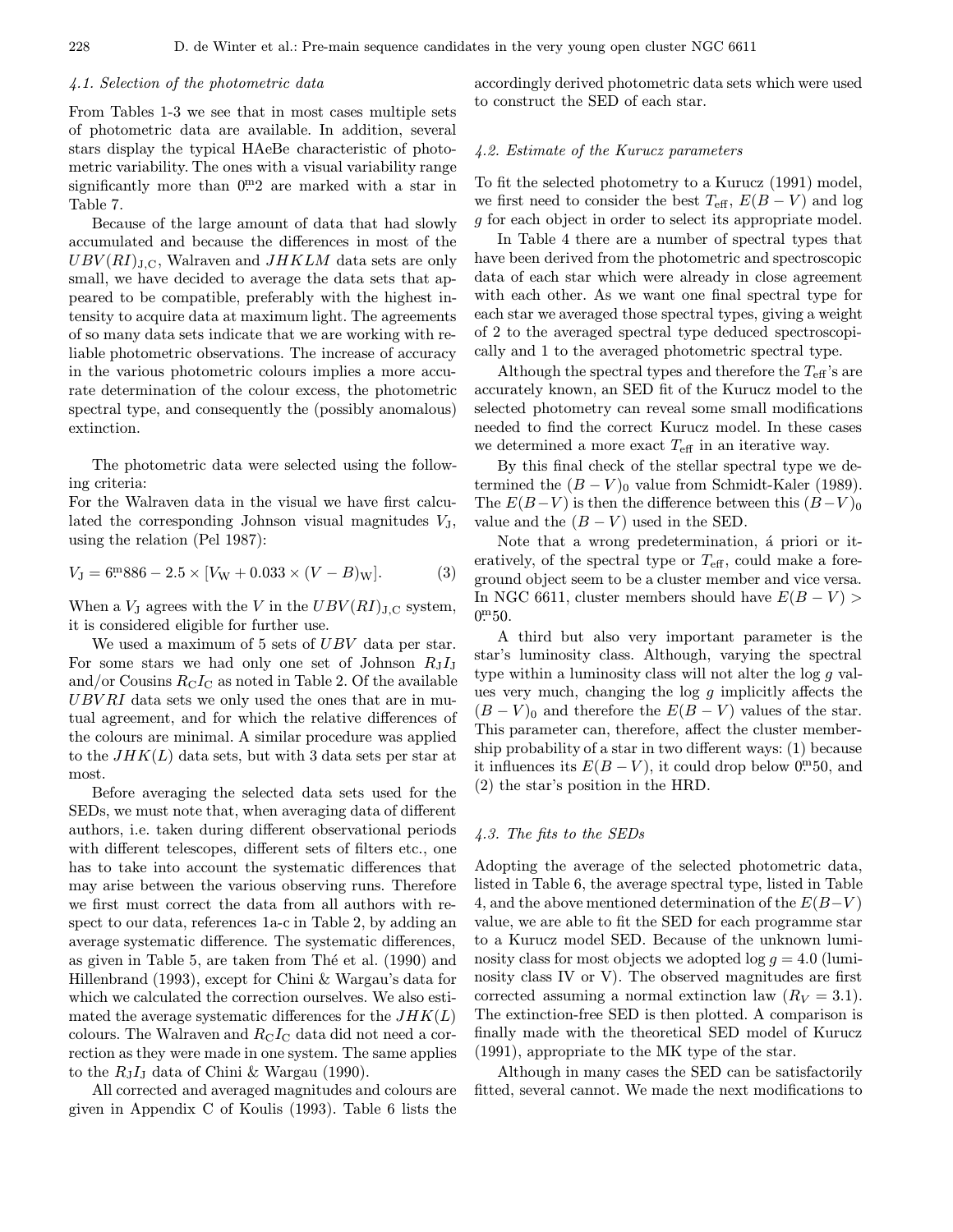### 4.1. Selection of the photometric data

From Tables 1-3 we see that in most cases multiple sets of photometric data are available. In addition, several stars display the typical HAeBe characteristic of photometric variability. The ones with a visual variability range significantly more than $0^{\rm m}2$ are marked with a star in Table 7.

Because of the large amount of data that had slowly accumulated and because the differences in most of the $UBV(RI)_{\rm J,C}$, Walraven and $JHKLM$ data sets are only small, we have decided to average the data sets that appeared to be compatible, preferably with the highest intensity to acquire data at maximum light. The agreements of so many data sets indicate that we are working with reliable photometric observations. The increase of accuracy in the various photometric colours implies a more accurate determination of the colour excess, the photometric spectral type, and consequently the (possibly anomalous) extinction.

The photometric data were selected using the following criteria:
For the Walraven data in the visual we have first calculated the corresponding Johnson visual magnitudes $V_{\rm J}$, using the relation (Pel 1987):

$$V_{\rm J} = 6^{\rm m}886 - 2.5 \times [V_{\rm W} + 0.033 \times (V - B)_{\rm W}]. \qquad (3)$$

When a $V_{\rm J}$ agrees with the $V$ in the $UBV(RI)_{\rm J,C}$ system, it is considered eligible for further use.

We used a maximum of 5 sets of $UBV$ data per star. For some stars we had only one set of Johnson $R_{\rm J}I_{\rm J}$ and/or Cousins $R_{\rm C}I_{\rm C}$ as noted in Table 2. Of the available $UBVRI$ data sets we only used the ones that are in mutual agreement, and for which the relative differences of the colours are minimal. A similar procedure was applied to the $JHK(L)$ data sets, but with 3 data sets per star at most.

Before averaging the selected data sets used for the SEDs, we must note that, when averaging data of different authors, i.e. taken during different observational periods with different telescopes, different sets of filters etc., one has to take into account the systematic differences that may arise between the various observing runs. Therefore we first must correct the data from all authors with respect to our data, references 1a-c in Table 2, by adding an average systematic difference. The systematic differences, as given in Table 5, are taken from Thé et al. (1990) and Hillenbrand (1993), except for Chini & Wargau's data for which we calculated the correction ourselves. We also estimated the average systematic differences for the $JHK(L)$ colours. The Walraven and $R_{\rm C}I_{\rm C}$ data did not need a correction as they were made in one system. The same applies to the $R_{\rm J}I_{\rm J}$ data of Chini & Wargau (1990).

All corrected and averaged magnitudes and colours are given in Appendix C of Koulis (1993). Table 6 lists the accordingly derived photometric data sets which were used to construct the SED of each star.

### 4.2. Estimate of the Kurucz parameters

To fit the selected photometry to a Kurucz (1991) model, we first need to consider the best $T_{\rm eff}$, $E(B-V)$ and log $g$ for each object in order to select its appropriate model.

In Table 4 there are a number of spectral types that have been derived from the photometric and spectroscopic data of each star which were already in close agreement with each other. As we want one final spectral type for each star we averaged those spectral types, giving a weight of 2 to the averaged spectral type deduced spectroscopically and 1 to the averaged photometric spectral type.

Although the spectral types and therefore the $T_{\rm eff}$'s are accurately known, an SED fit of the Kurucz model to the selected photometry can reveal some small modifications needed to find the correct Kurucz model. In these cases we determined a more exact $T_{\rm eff}$ in an iterative way.

By this final check of the stellar spectral type we determined the $(B-V)_0$ value from Schmidt-Kaler (1989). The $E(B-V)$ is then the difference between this $(B-V)_0$ value and the $(B-V)$ used in the SED.

Note that a wrong predetermination, á priori or iteratively, of the spectral type or $T_{\rm eff}$, could make a foreground object seem to be a cluster member and vice versa. In NGC 6611, cluster members should have $E(B-V) > 0^{\rm m}50$.

A third but also very important parameter is the star's luminosity class. Although, varying the spectral type within a luminosity class will not alter the log $g$ values very much, changing the log $g$ implicitly affects the $(B-V)_0$ and therefore the $E(B-V)$ values of the star. This parameter can, therefore, affect the cluster membership probability of a star in two different ways: (1) because it influences its $E(B-V)$, it could drop below $0^{\rm m}50$, and (2) the star's position in the HRD.

### 4.3. The fits to the SEDs

Adopting the average of the selected photometric data, listed in Table 6, the average spectral type, listed in Table 4, and the above mentioned determination of the $E(B-V)$ value, we are able to fit the SED for each programme star to a Kurucz model SED. Because of the unknown luminosity class for most objects we adopted log $g = 4.0$ (luminosity class IV or V). The observed magnitudes are first corrected assuming a normal extinction law ($R_V = 3.1$). The extinction-free SED is then plotted. A comparison is finally made with the theoretical SED model of Kurucz (1991), appropriate to the MK type of the star.

Although in many cases the SED can be satisfactorily fitted, several cannot. We made the next modifications to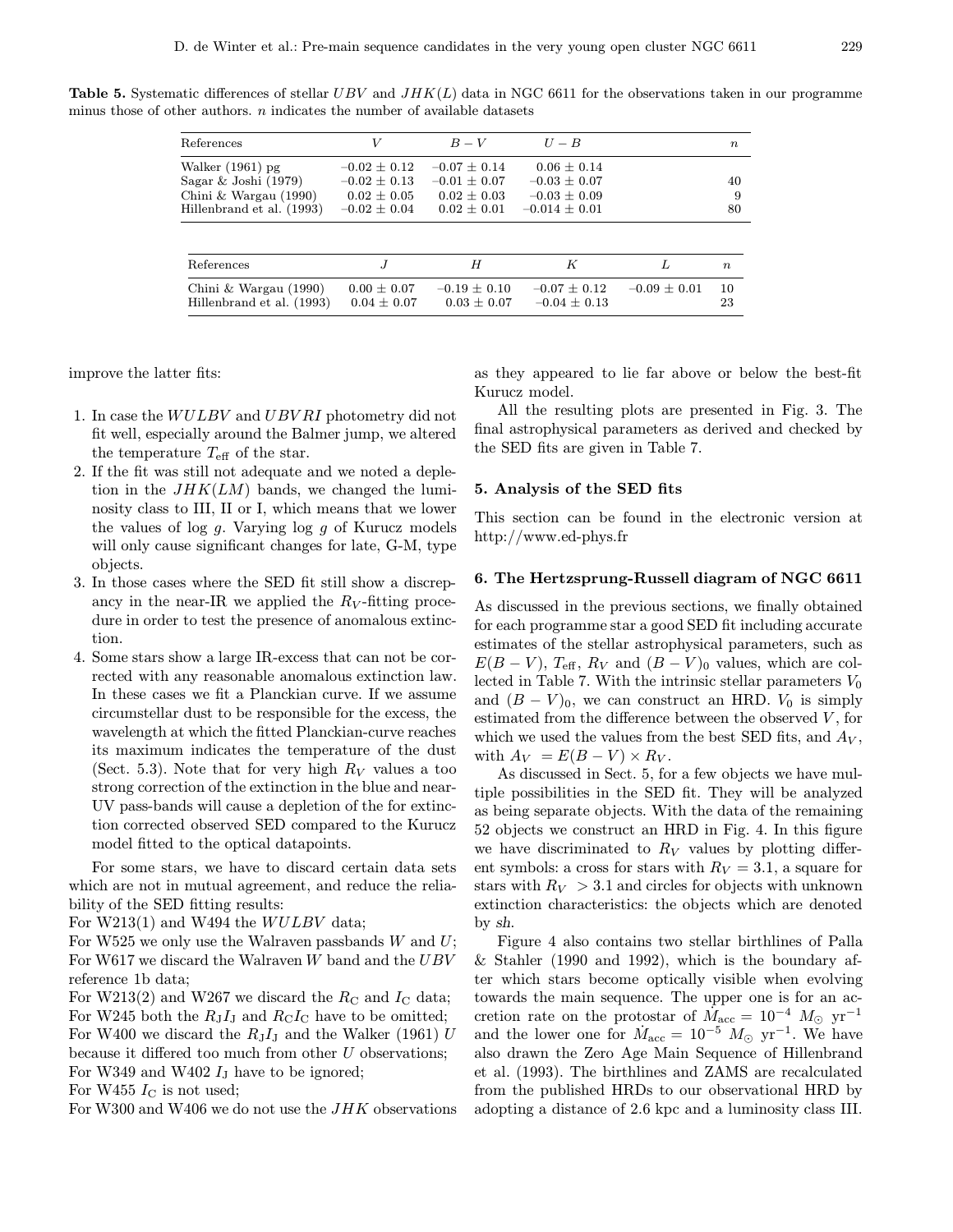**Table 5.** Systematic differences of stellar $UBV$ and $JHK(L)$ data in NGC 6611 for the observations taken in our programme minus those of other authors. $n$ indicates the number of available datasets

| References | $V$ | $B-V$ | $U-B$ | $n$ |
|---|---|---|---|---|
| Walker (1961) pg | −0.02 ± 0.12 | −0.07 ± 0.14 | 0.06 ± 0.14 | |
| Sagar & Joshi (1979) | −0.02 ± 0.13 | −0.01 ± 0.07 | −0.03 ± 0.07 | 40 |
| Chini & Wargau (1990) | 0.02 ± 0.05 | 0.02 ± 0.03 | −0.03 ± 0.09 | 9 |
| Hillenbrand et al. (1993) | −0.02 ± 0.04 | 0.02 ± 0.01 | −0.014 ± 0.01 | 80 |

| References | $J$ | $H$ | $K$ | $L$ | $n$ |
|---|---|---|---|---|---|
| Chini & Wargau (1990) | 0.00 ± 0.07 | −0.19 ± 0.10 | −0.07 ± 0.12 | −0.09 ± 0.01 | 10 |
| Hillenbrand et al. (1993) | 0.04 ± 0.07 | 0.03 ± 0.07 | −0.04 ± 0.13 | | 23 |

improve the latter fits:

1. In case the $WULBV$ and $UBVRI$ photometry did not fit well, especially around the Balmer jump, we altered the temperature $T_{\rm eff}$ of the star.
2. If the fit was still not adequate and we noted a depletion in the $JHK(LM)$ bands, we changed the luminosity class to III, II or I, which means that we lower the values of log $g$. Varying log $g$ of Kurucz models will only cause significant changes for late, G-M, type objects.
3. In those cases where the SED fit still show a discrepancy in the near-IR we applied the $R_V$-fitting procedure in order to test the presence of anomalous extinction.
4. Some stars show a large IR-excess that can not be corrected with any reasonable anomalous extinction law. In these cases we fit a Planckian curve. If we assume circumstellar dust to be responsible for the excess, the wavelength at which the fitted Planckian-curve reaches its maximum indicates the temperature of the dust (Sect. 5.3). Note that for very high $R_V$ values a too strong correction of the extinction in the blue and near-UV pass-bands will cause a depletion of the for extinction corrected observed SED compared to the Kurucz model fitted to the optical datapoints.

For some stars, we have to discard certain data sets which are not in mutual agreement, and reduce the reliability of the SED fitting results:

For W213(1) and W494 the $WULBV$ data;
For W525 we only use the Walraven passbands $W$ and $U$;
For W617 we discard the Walraven $W$ band and the $UBV$ reference 1b data;
For W213(2) and W267 we discard the $R_{\rm C}$ and $I_{\rm C}$ data;
For W245 both the $R_{\rm J}I_{\rm J}$ and $R_{\rm C}I_{\rm C}$ have to be omitted;
For W400 we discard the $R_{\rm J}I_{\rm J}$ and the Walker (1961) $U$ because it differed too much from other $U$ observations;
For W349 and W402 $I_{\rm J}$ have to be ignored;
For W455 $I_{\rm C}$ is not used;
For W300 and W406 we do not use the $JHK$ observations as they appeared to lie far above or below the best-fit Kurucz model.

All the resulting plots are presented in Fig. 3. The final astrophysical parameters as derived and checked by the SED fits are given in Table 7.

## 5. Analysis of the SED fits

This section can be found in the electronic version at http://www.ed-phys.fr

## 6. The Hertzsprung-Russell diagram of NGC 6611

As discussed in the previous sections, we finally obtained for each programme star a good SED fit including accurate estimates of the stellar astrophysical parameters, such as $E(B-V)$, $T_{\rm eff}$, $R_V$ and $(B-V)_0$ values, which are collected in Table 7. With the intrinsic stellar parameters $V_0$ and $(B-V)_0$, we can construct an HRD. $V_0$ is simply estimated from the difference between the observed $V$, for which we used the values from the best SED fits, and $A_V$, with $A_V = E(B-V) \times R_V$.

As discussed in Sect. 5, for a few objects we have multiple possibilities in the SED fit. They will be analyzed as being separate objects. With the data of the remaining 52 objects we construct an HRD in Fig. 4. In this figure we have discriminated to $R_V$ values by plotting different symbols: a cross for stars with $R_V = 3.1$, a square for stars with $R_V > 3.1$ and circles for objects with unknown extinction characteristics: the objects which are denoted by *sh*.

Figure 4 also contains two stellar birthlines of Palla & Stahler (1990 and 1992), which is the boundary after which stars become optically visible when evolving towards the main sequence. The upper one is for an accretion rate on the protostar of $\dot{M}_{\rm acc} = 10^{-4}\ M_\odot\ {\rm yr}^{-1}$ and the lower one for $\dot{M}_{\rm acc} = 10^{-5}\ M_\odot\ {\rm yr}^{-1}$. We have also drawn the Zero Age Main Sequence of Hillenbrand et al. (1993). The birthlines and ZAMS are recalculated from the published HRDs to our observational HRD by adopting a distance of 2.6 kpc and a luminosity class III.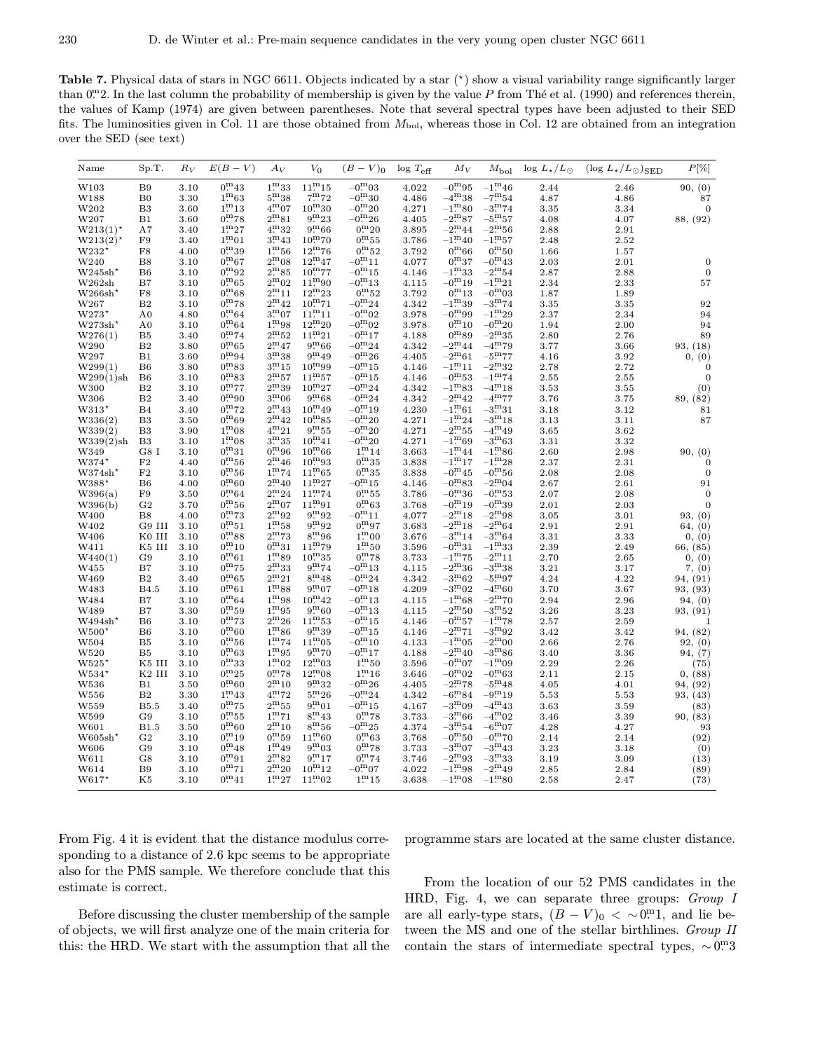**Table 7.** Physical data of stars in NGC 6611. Objects indicated by a star ($\star$) show a visual variability range significantly larger than $0^{\rm m}\!.2$. In the last column the probability of membership is given by the value $P$ from Thé et al. (1990) and references therein, the values of Kamp (1974) are given between parentheses. Note that several spectral types have been adjusted to their SED fits. The luminosities given in Col. 11 are those obtained from $M_{\rm bol}$, whereas those in Col. 12 are obtained from an integration over the SED (see text)

| Name | Sp.T. | $R_V$ | $E(B-V)$ | $A_V$ | $V_0$ | $(B-V)_0$ | $\log T_{\rm eff}$ | $M_V$ | $M_{\rm bol}$ | $\log L_\star/L_\odot$ | $(\log L_\star/L_\odot)_{\rm SED}$ | $P$[%] |
|---|---|---|---|---|---|---|---|---|---|---|---|---|
| W103 | B9 | 3.10 | $0^{\rm m}43$ | $1^{\rm m}33$ | $11^{\rm m}15$ | $-0^{\rm m}03$ | 4.022 | $-0^{\rm m}95$ | $-1^{\rm m}46$ | 2.44 | 2.46 | 90, (0) |
| W188 | B0 | 3.30 | $1^{\rm m}63$ | $5^{\rm m}38$ | $7^{\rm m}72$ | $-0^{\rm m}30$ | 4.486 | $-4^{\rm m}38$ | $-7^{\rm m}54$ | 4.87 | 4.86 | 87 |
| W202 | B3 | 3.60 | $1^{\rm m}13$ | $4^{\rm m}07$ | $10^{\rm m}30$ | $-0^{\rm m}20$ | 4.271 | $-1^{\rm m}80$ | $-3^{\rm m}74$ | 3.35 | 3.34 | 0 |
| W207 | B1 | 3.60 | $0^{\rm m}78$ | $2^{\rm m}81$ | $9^{\rm m}23$ | $-0^{\rm m}26$ | 4.405 | $-2^{\rm m}87$ | $-5^{\rm m}57$ | 4.08 | 4.07 | 88, (92) |
| W213(1)$^\star$ | A7 | 3.40 | $1^{\rm m}27$ | $4^{\rm m}32$ | $9^{\rm m}66$ | $0^{\rm m}20$ | 3.895 | $-2^{\rm m}44$ | $-2^{\rm m}56$ | 2.88 | 2.91 | |
| W213(2)$^\star$ | F9 | 3.40 | $1^{\rm m}01$ | $3^{\rm m}43$ | $10^{\rm m}70$ | $0^{\rm m}55$ | 3.786 | $-1^{\rm m}40$ | $-1^{\rm m}57$ | 2.48 | 2.52 | |
| W232$^\star$ | F8 | 4.00 | $0^{\rm m}39$ | $1^{\rm m}56$ | $12^{\rm m}76$ | $0^{\rm m}52$ | 3.792 | $0^{\rm m}66$ | $0^{\rm m}50$ | 1.66 | 1.57 | |
| W240 | B8 | 3.10 | $0^{\rm m}67$ | $2^{\rm m}08$ | $12^{\rm m}47$ | $-0^{\rm m}11$ | 4.077 | $0^{\rm m}37$ | $-0^{\rm m}43$ | 2.03 | 2.01 | 0 |
| W245sh$^\star$ | B6 | 3.10 | $0^{\rm m}92$ | $2^{\rm m}85$ | $10^{\rm m}77$ | $-0^{\rm m}15$ | 4.146 | $-1^{\rm m}33$ | $-2^{\rm m}54$ | 2.87 | 2.88 | 0 |
| W262sh | B7 | 3.10 | $0^{\rm m}65$ | $2^{\rm m}02$ | $11^{\rm m}90$ | $-0^{\rm m}13$ | 4.115 | $-0^{\rm m}19$ | $-1^{\rm m}21$ | 2.34 | 2.33 | 57 |
| W266sh$^\star$ | F8 | 3.10 | $0^{\rm m}68$ | $2^{\rm m}11$ | $12^{\rm m}23$ | $0^{\rm m}52$ | 3.792 | $0^{\rm m}13$ | $-0^{\rm m}03$ | 1.87 | 1.89 | |
| W267 | B2 | 3.10 | $0^{\rm m}78$ | $2^{\rm m}42$ | $10^{\rm m}71$ | $-0^{\rm m}24$ | 4.342 | $-1^{\rm m}39$ | $-3^{\rm m}74$ | 3.35 | 3.35 | 92 |
| W273$^\star$ | A0 | 4.80 | $0^{\rm m}64$ | $3^{\rm m}07$ | $11^{\rm m}11$ | $-0^{\rm m}02$ | 3.978 | $-0^{\rm m}99$ | $-1^{\rm m}29$ | 2.37 | 2.34 | 94 |
| W273sh$^\star$ | A0 | 3.10 | $0^{\rm m}64$ | $1^{\rm m}98$ | $12^{\rm m}20$ | $-0^{\rm m}02$ | 3.978 | $0^{\rm m}10$ | $-0^{\rm m}20$ | 1.94 | 2.00 | 94 |
| W276(1) | B5 | 3.40 | $0^{\rm m}74$ | $2^{\rm m}52$ | $11^{\rm m}21$ | $-0^{\rm m}17$ | 4.188 | $0^{\rm m}89$ | $-2^{\rm m}35$ | 2.80 | 2.76 | 89 |
| W290 | B2 | 3.80 | $0^{\rm m}65$ | $2^{\rm m}47$ | $9^{\rm m}66$ | $-0^{\rm m}24$ | 4.342 | $-2^{\rm m}44$ | $-4^{\rm m}79$ | 3.77 | 3.66 | 93, (18) |
| W297 | B1 | 3.60 | $0^{\rm m}94$ | $3^{\rm m}38$ | $9^{\rm m}49$ | $-0^{\rm m}26$ | 4.405 | $-2^{\rm m}61$ | $-5^{\rm m}77$ | 4.16 | 3.92 | 0, (0) |
| W299(1) | B6 | 3.80 | $0^{\rm m}83$ | $3^{\rm m}15$ | $10^{\rm m}99$ | $-0^{\rm m}15$ | 4.146 | $-1^{\rm m}11$ | $-2^{\rm m}32$ | 2.78 | 2.72 | 0 |
| W299(1)sh | B6 | 3.10 | $0^{\rm m}83$ | $2^{\rm m}57$ | $11^{\rm m}57$ | $-0^{\rm m}15$ | 4.146 | $-0^{\rm m}53$ | $-1^{\rm m}74$ | 2.55 | 2.55 | 0 |
| W300 | B2 | 3.10 | $0^{\rm m}77$ | $2^{\rm m}39$ | $10^{\rm m}27$ | $-0^{\rm m}24$ | 4.342 | $-1^{\rm m}83$ | $-4^{\rm m}18$ | 3.53 | 3.55 | (0) |
| W306 | B2 | 3.40 | $0^{\rm m}90$ | $3^{\rm m}06$ | $9^{\rm m}68$ | $-0^{\rm m}24$ | 4.342 | $-2^{\rm m}42$ | $-4^{\rm m}77$ | 3.76 | 3.75 | 89, (82) |
| W313$^\star$ | B4 | 3.40 | $0^{\rm m}72$ | $2^{\rm m}43$ | $10^{\rm m}49$ | $-0^{\rm m}19$ | 4.230 | $-1^{\rm m}61$ | $-3^{\rm m}31$ | 3.18 | 3.12 | 81 |
| W336(2) | B3 | 3.50 | $0^{\rm m}69$ | $2^{\rm m}42$ | $10^{\rm m}85$ | $-0^{\rm m}20$ | 4.271 | $-1^{\rm m}24$ | $-3^{\rm m}18$ | 3.13 | 3.11 | 87 |
| W339(2) | B3 | 3.90 | $1^{\rm m}08$ | $4^{\rm m}21$ | $9^{\rm m}55$ | $-0^{\rm m}20$ | 4.271 | $-2^{\rm m}55$ | $-4^{\rm m}49$ | 3.65 | 3.62 | |
| W339(2)sh | B3 | 3.10 | $1^{\rm m}08$ | $3^{\rm m}35$ | $10^{\rm m}41$ | $-0^{\rm m}20$ | 4.271 | $-1^{\rm m}69$ | $-3^{\rm m}63$ | 3.31 | 3.32 | |
| W349 | G8 I | 3.10 | $0^{\rm m}31$ | $0^{\rm m}96$ | $10^{\rm m}66$ | $1^{\rm m}14$ | 3.663 | $-1^{\rm m}44$ | $-1^{\rm m}86$ | 2.60 | 2.98 | 90, (0) |
| W374$^\star$ | F2 | 4.40 | $0^{\rm m}56$ | $2^{\rm m}46$ | $10^{\rm m}93$ | $0^{\rm m}35$ | 3.838 | $-1^{\rm m}17$ | $-1^{\rm m}28$ | 2.37 | 2.31 | 0 |
| W374sh$^\star$ | F2 | 3.10 | $0^{\rm m}56$ | $1^{\rm m}74$ | $11^{\rm m}65$ | $0^{\rm m}35$ | 3.838 | $-0^{\rm m}45$ | $-0^{\rm m}56$ | 2.08 | 2.08 | 0 |
| W388$^\star$ | B6 | 4.00 | $0^{\rm m}60$ | $2^{\rm m}40$ | $11^{\rm m}27$ | $-0^{\rm m}15$ | 4.146 | $-0^{\rm m}83$ | $-2^{\rm m}04$ | 2.67 | 2.61 | 91 |
| W396(a) | F9 | 3.50 | $0^{\rm m}64$ | $2^{\rm m}24$ | $11^{\rm m}74$ | $0^{\rm m}55$ | 3.786 | $-0^{\rm m}36$ | $-0^{\rm m}53$ | 2.07 | 2.08 | 0 |
| W396(b) | G2 | 3.70 | $0^{\rm m}56$ | $2^{\rm m}07$ | $11^{\rm m}91$ | $0^{\rm m}63$ | 3.768 | $-0^{\rm m}19$ | $-0^{\rm m}39$ | 2.01 | 2.03 | 0 |
| W400 | B8 | 4.00 | $0^{\rm m}73$ | $2^{\rm m}92$ | $9^{\rm m}92$ | $-0^{\rm m}11$ | 4.077 | $-2^{\rm m}18$ | $-2^{\rm m}98$ | 3.05 | 3.01 | 93, (0) |
| W402 | G9 III | 3.10 | $0^{\rm m}51$ | $1^{\rm m}58$ | $9^{\rm m}92$ | $0^{\rm m}97$ | 3.683 | $-2^{\rm m}18$ | $-2^{\rm m}64$ | 2.91 | 2.91 | 64, (0) |
| W406 | K0 III | 3.10 | $0^{\rm m}88$ | $2^{\rm m}73$ | $8^{\rm m}96$ | $1^{\rm m}00$ | 3.676 | $-3^{\rm m}14$ | $-3^{\rm m}64$ | 3.31 | 3.33 | 0, (0) |
| W411 | K5 III | 3.10 | $0^{\rm m}10$ | $0^{\rm m}31$ | $11^{\rm m}79$ | $1^{\rm m}50$ | 3.596 | $-0^{\rm m}31$ | $-1^{\rm m}33$ | 2.39 | 2.49 | 66, (85) |
| W440(1) | G9 | 3.10 | $0^{\rm m}61$ | $1^{\rm m}89$ | $10^{\rm m}35$ | $0^{\rm m}78$ | 3.733 | $-1^{\rm m}75$ | $-2^{\rm m}11$ | 2.70 | 2.65 | 0, (0) |
| W455 | B7 | 3.10 | $0^{\rm m}75$ | $2^{\rm m}33$ | $9^{\rm m}74$ | $-0^{\rm m}13$ | 4.115 | $-2^{\rm m}36$ | $-3^{\rm m}38$ | 3.21 | 3.17 | 7, (0) |
| W469 | B2 | 3.40 | $0^{\rm m}65$ | $2^{\rm m}21$ | $8^{\rm m}48$ | $-0^{\rm m}24$ | 4.342 | $-3^{\rm m}62$ | $-5^{\rm m}97$ | 4.24 | 4.22 | 94, (91) |
| W483 | B4.5 | 3.10 | $0^{\rm m}61$ | $1^{\rm m}88$ | $9^{\rm m}07$ | $-0^{\rm m}18$ | 4.209 | $-3^{\rm m}02$ | $-4^{\rm m}60$ | 3.70 | 3.67 | 93, (93) |
| W484 | B7 | 3.10 | $0^{\rm m}64$ | $1^{\rm m}98$ | $10^{\rm m}42$ | $-0^{\rm m}13$ | 4.115 | $-1^{\rm m}68$ | $-2^{\rm m}70$ | 2.94 | 2.96 | 94, (0) |
| W489 | B7 | 3.30 | $0^{\rm m}59$ | $1^{\rm m}95$ | $9^{\rm m}60$ | $-0^{\rm m}13$ | 4.115 | $-2^{\rm m}50$ | $-3^{\rm m}52$ | 3.26 | 3.23 | 93, (91) |
| W494sh$^\star$ | B6 | 3.10 | $0^{\rm m}73$ | $2^{\rm m}26$ | $11^{\rm m}53$ | $-0^{\rm m}15$ | 4.146 | $-0^{\rm m}57$ | $-1^{\rm m}78$ | 2.57 | 2.59 | 1 |
| W500$^\star$ | B6 | 3.10 | $0^{\rm m}60$ | $1^{\rm m}86$ | $9^{\rm m}39$ | $-0^{\rm m}15$ | 4.146 | $-2^{\rm m}71$ | $-3^{\rm m}92$ | 3.42 | 3.42 | 94, (82) |
| W504 | B5 | 3.10 | $0^{\rm m}56$ | $1^{\rm m}74$ | $11^{\rm m}05$ | $-0^{\rm m}10$ | 4.133 | $-1^{\rm m}05$ | $-2^{\rm m}00$ | 2.66 | 2.76 | 92, (0) |
| W520 | B5 | 3.10 | $0^{\rm m}63$ | $1^{\rm m}95$ | $9^{\rm m}70$ | $-0^{\rm m}17$ | 4.188 | $-2^{\rm m}40$ | $-3^{\rm m}86$ | 3.40 | 3.36 | 94, (7) |
| W525$^\star$ | K5 III | 3.10 | $0^{\rm m}33$ | $1^{\rm m}02$ | $12^{\rm m}03$ | $1^{\rm m}50$ | 3.596 | $-0^{\rm m}07$ | $-1^{\rm m}09$ | 2.29 | 2.26 | (75) |
| W534$^\star$ | K2 III | 3.10 | $0^{\rm m}25$ | $0^{\rm m}78$ | $12^{\rm m}08$ | $1^{\rm m}16$ | 3.646 | $-0^{\rm m}02$ | $-0^{\rm m}63$ | 2.11 | 2.15 | 0, (88) |
| W536 | B1 | 3.50 | $0^{\rm m}60$ | $2^{\rm m}10$ | $9^{\rm m}32$ | $-0^{\rm m}26$ | 4.405 | $-2^{\rm m}78$ | $-5^{\rm m}48$ | 4.05 | 4.01 | 94, (92) |
| W556 | B2 | 3.30 | $1^{\rm m}43$ | $4^{\rm m}72$ | $5^{\rm m}26$ | $-0^{\rm m}24$ | 4.342 | $-6^{\rm m}84$ | $-9^{\rm m}19$ | 5.53 | 5.53 | 93, (43) |
| W559 | B5.5 | 3.40 | $0^{\rm m}75$ | $2^{\rm m}55$ | $9^{\rm m}01$ | $-0^{\rm m}15$ | 4.167 | $-3^{\rm m}09$ | $-4^{\rm m}43$ | 3.63 | 3.59 | (83) |
| W599 | G9 | 3.10 | $0^{\rm m}55$ | $1^{\rm m}71$ | $8^{\rm m}43$ | $0^{\rm m}78$ | 3.733 | $-3^{\rm m}66$ | $-4^{\rm m}02$ | 3.46 | 3.39 | 90, (83) |
| W601 | B1.5 | 3.50 | $0^{\rm m}60$ | $2^{\rm m}10$ | $8^{\rm m}56$ | $-0^{\rm m}25$ | 4.374 | $-3^{\rm m}54$ | $-6^{\rm m}07$ | 4.28 | 4.27 | 93 |
| W605sh$^\star$ | G2 | 3.10 | $0^{\rm m}19$ | $0^{\rm m}59$ | $11^{\rm m}60$ | $0^{\rm m}63$ | 3.768 | $-0^{\rm m}50$ | $-0^{\rm m}70$ | 2.14 | 2.14 | (92) |
| W606 | G9 | 3.10 | $0^{\rm m}48$ | $1^{\rm m}49$ | $9^{\rm m}03$ | $0^{\rm m}78$ | 3.733 | $-3^{\rm m}07$ | $-3^{\rm m}43$ | 3.23 | 3.18 | (0) |
| W611 | G8 | 3.10 | $0^{\rm m}91$ | $2^{\rm m}82$ | $9^{\rm m}17$ | $0^{\rm m}74$ | 3.746 | $-2^{\rm m}93$ | $-3^{\rm m}33$ | 3.19 | 3.09 | (13) |
| W614 | B9 | 3.10 | $0^{\rm m}71$ | $2^{\rm m}20$ | $10^{\rm m}12$ | $-0^{\rm m}07$ | 4.022 | $-1^{\rm m}98$ | $-2^{\rm m}49$ | 2.85 | 2.84 | (89) |
| W617$^\star$ | K5 | 3.10 | $0^{\rm m}41$ | $1^{\rm m}27$ | $11^{\rm m}02$ | $1^{\rm m}15$ | 3.638 | $-1^{\rm m}08$ | $-1^{\rm m}80$ | 2.58 | 2.47 | (73) |

From Fig. 4 it is evident that the distance modulus corresponding to a distance of 2.6 kpc seems to be appropriate also for the PMS sample. We therefore conclude that this estimate is correct.

Before discussing the cluster membership of the sample of objects, we will first analyze one of the main criteria for this: the HRD. We start with the assumption that all the programme stars are located at the same cluster distance.

From the location of our 52 PMS candidates in the HRD, Fig. 4, we can separate three groups: *Group I* are all early-type stars, $(B-V)_0 < \sim 0^{\rm m}\!.1$, and lie between the MS and one of the stellar birthlines. *Group II* contain the stars of intermediate spectral types, $\sim 0^{\rm m}\!.3$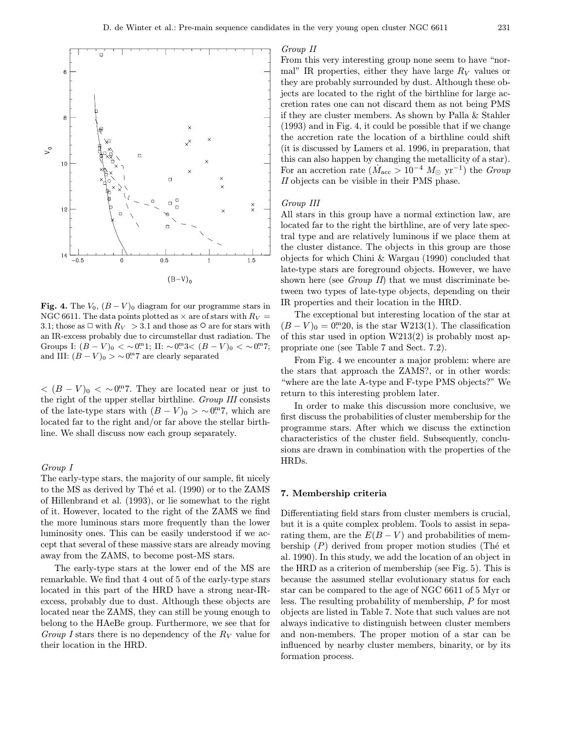**Fig. 4.** The $V_0$, $(B-V)_0$ diagram for our programme stars in NGC 6611. The data points plotted as × are of stars with $R_V$ = 3.1; those as □ with $R_V$ > 3.1 and those as ○ are for stars with an IR-excess probably due to circumstellar dust radiation. The Groups I: $(B-V)_0 < \sim 0\overset{\mathrm{m}}{.}1$; II: $\sim 0\overset{\mathrm{m}}{.}3 < (B-V)_0 < \sim 0\overset{\mathrm{m}}{.}7$; and III: $(B-V)_0 > \sim 0\overset{\mathrm{m}}{.}7$ are clearly separated

$< (B-V)_0 < \sim 0\overset{\mathrm{m}}{.}7$. They are located near or just to the right of the upper stellar birthline. *Group III* consists of the late-type stars with $(B-V)_0 > \sim 0\overset{\mathrm{m}}{.}7$, which are located far to the right and/or far above the stellar birthline. We shall discuss now each group separately.

*Group I*
The early-type stars, the majority of our sample, fit nicely to the MS as derived by Thé et al. (1990) or to the ZAMS of Hillenbrand et al. (1993), or lie somewhat to the right of it. However, located to the right of the ZAMS we find the more luminous stars more frequently than the lower luminosity ones. This can be easily understood if we accept that several of these massive stars are already moving away from the ZAMS, to become post-MS stars.

The early-type stars at the lower end of the MS are remarkable. We find that 4 out of 5 of the early-type stars located in this part of the HRD have a strong near-IR-excess, probably due to dust. Although these objects are located near the ZAMS, they can still be young enough to belong to the HAeBe group. Furthermore, we see that for *Group I* stars there is no dependency of the $R_V$ value for their location in the HRD.

*Group II*
From this very interesting group none seem to have "normal" IR properties, either they have large $R_V$ values or they are probably surrounded by dust. Although these objects are located to the right of the birthline for large accretion rates one can not discard them as not being PMS if they are cluster members. As shown by Palla & Stahler (1993) and in Fig. 4, it could be possible that if we change the accretion rate the location of a birthline could shift (it is discussed by Lamers et al. 1996, in preparation, that this can also happen by changing the metallicity of a star). For an accretion rate ($\dot{M}_{\rm acc} > 10^{-4}$ $M_\odot$ yr$^{-1}$) the *Group II* objects can be visible in their PMS phase.

*Group III*
All stars in this group have a normal extinction law, are located far to the right the birthline, are of very late spectral type and are relatively luminous if we place them at the cluster distance. The objects in this group are those objects for which Chini & Wargau (1990) concluded that late-type stars are foreground objects. However, we have shown here (see *Group II*) that we must discriminate between two types of late-type objects, depending on their IR properties and their location in the HRD.

The exceptional but interesting location of the star at $(B-V)_0 = 0\overset{\mathrm{m}}{.}20$, is the star W213(1). The classification of this star used in option W213(2) is probably most appropriate one (see Table 7 and Sect. 7.2).

From Fig. 4 we encounter a major problem: where are the stars that approach the ZAMS?, or in other words: "where are the late A-type and F-type PMS objects?" We return to this interesting problem later.

In order to make this discussion more conclusive, we first discuss the probabilities of cluster membership for the programme stars. After which we discuss the extinction characteristics of the cluster field. Subsequently, conclusions are drawn in combination with the properties of the HRDs.

## 7. Membership criteria

Differentiating field stars from cluster members is crucial, but it is a quite complex problem. Tools to assist in separating them, are the $E(B-V)$ and probabilities of membership ($P$) derived from proper motion studies (Thé et al. 1990). In this study, we add the location of an object in the HRD as a criterion of membership (see Fig. 5). This is because the assumed stellar evolutionary status for each star can be compared to the age of NGC 6611 of 5 Myr or less. The resulting probability of membership, $P$ for most objects are listed in Table 7. Note that such values are not always indicative to distinguish between cluster members and non-members. The proper motion of a star can be influenced by nearby cluster members, binarity, or by its formation process.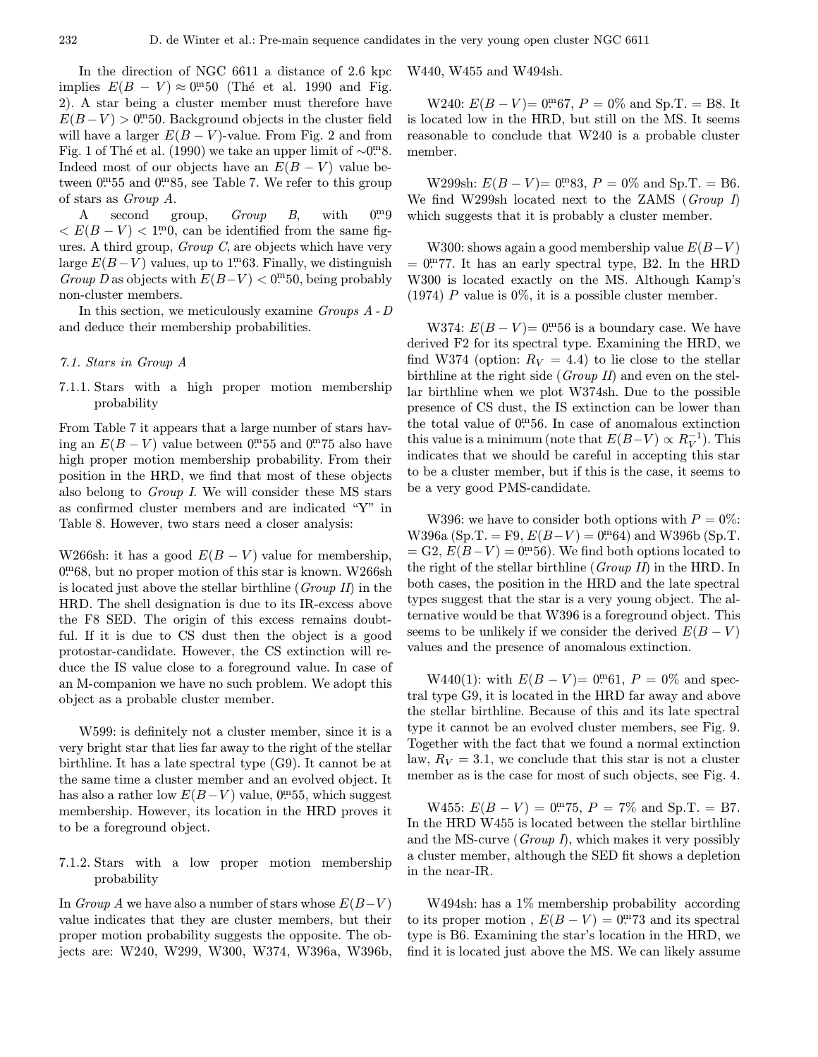In the direction of NGC 6611 a distance of 2.6 kpc implies $E(B-V) \approx 0\overset{\text{m}}{.}50$ (Thé et al. 1990 and Fig. 2). A star being a cluster member must therefore have $E(B-V) > 0\overset{\text{m}}{.}50$. Background objects in the cluster field will have a larger $E(B-V)$-value. From Fig. 2 and from Fig. 1 of Thé et al. (1990) we take an upper limit of $\sim 0\overset{\text{m}}{.}8$. Indeed most of our objects have an $E(B-V)$ value between $0\overset{\text{m}}{.}55$ and $0\overset{\text{m}}{.}85$, see Table 7. We refer to this group of stars as *Group A*.

A second group, *Group B*, with $0\overset{\text{m}}{.}9 < E(B-V) < 1\overset{\text{m}}{.}0$, can be identified from the same figures. A third group, *Group C*, are objects which have very large $E(B-V)$ values, up to $1\overset{\text{m}}{.}63$. Finally, we distinguish *Group D* as objects with $E(B-V) < 0\overset{\text{m}}{.}50$, being probably non-cluster members.

In this section, we meticulously examine *Groups A - D* and deduce their membership probabilities.

### *7.1. Stars in Group A*

#### 7.1.1. Stars with a high proper motion membership probability

From Table 7 it appears that a large number of stars having an $E(B-V)$ value between $0\overset{\text{m}}{.}55$ and $0\overset{\text{m}}{.}75$ also have high proper motion membership probability. From their position in the HRD, we find that most of these objects also belong to *Group I*. We will consider these MS stars as confirmed cluster members and are indicated "Y" in Table 8. However, two stars need a closer analysis:

W266sh: it has a good $E(B-V)$ value for membership, $0\overset{\text{m}}{.}68$, but no proper motion of this star is known. W266sh is located just above the stellar birthline (*Group II*) in the HRD. The shell designation is due to its IR-excess above the F8 SED. The origin of this excess remains doubtful. If it is due to CS dust then the object is a good protostar-candidate. However, the CS extinction will reduce the IS value close to a foreground value. In case of an M-companion we have no such problem. We adopt this object as a probable cluster member.

W599: is definitely not a cluster member, since it is a very bright star that lies far away to the right of the stellar birthline. It has a late spectral type (G9). It cannot be at the same time a cluster member and an evolved object. It has also a rather low $E(B-V)$ value, $0\overset{\text{m}}{.}55$, which suggest membership. However, its location in the HRD proves it to be a foreground object.

#### 7.1.2. Stars with a low proper motion membership probability

In *Group A* we have also a number of stars whose $E(B-V)$ value indicates that they are cluster members, but their proper motion probability suggests the opposite. The objects are: W240, W299, W300, W374, W396a, W396b, W440, W455 and W494sh.

W240: $E(B-V) = 0\overset{\text{m}}{.}67$, $P = 0\%$ and Sp.T. = B8. It is located low in the HRD, but still on the MS. It seems reasonable to conclude that W240 is a probable cluster member.

W299sh: $E(B-V) = 0\overset{\text{m}}{.}83$, $P = 0\%$ and Sp.T. = B6. We find W299sh located next to the ZAMS (*Group I*) which suggests that it is probably a cluster member.

W300: shows again a good membership value $E(B-V) = 0\overset{\text{m}}{.}77$. It has an early spectral type, B2. In the HRD W300 is located exactly on the MS. Although Kamp's (1974) $P$ value is 0%, it is a possible cluster member.

W374: $E(B-V) = 0\overset{\text{m}}{.}56$ is a boundary case. We have derived F2 for its spectral type. Examining the HRD, we find W374 (option: $R_V = 4.4$) to lie close to the stellar birthline at the right side (*Group II*) and even on the stellar birthline when we plot W374sh. Due to the possible presence of CS dust, the IS extinction can be lower than the total value of $0\overset{\text{m}}{.}56$. In case of anomalous extinction this value is a minimum (note that $E(B-V) \propto R_V^{-1}$). This indicates that we should be careful in accepting this star to be a cluster member, but if this is the case, it seems to be a very good PMS-candidate.

W396: we have to consider both options with $P = 0\%$: W396a (Sp.T. = F9, $E(B-V) = 0\overset{\text{m}}{.}64$) and W396b (Sp.T. = G2, $E(B-V) = 0\overset{\text{m}}{.}56$). We find both options located to the right of the stellar birthline (*Group II*) in the HRD. In both cases, the position in the HRD and the late spectral types suggest that the star is a very young object. The alternative would be that W396 is a foreground object. This seems to be unlikely if we consider the derived $E(B-V)$ values and the presence of anomalous extinction.

W440(1): with $E(B-V) = 0\overset{\text{m}}{.}61$, $P = 0\%$ and spectral type G9, it is located in the HRD far away and above the stellar birthline. Because of this and its late spectral type it cannot be an evolved cluster members, see Fig. 9. Together with the fact that we found a normal extinction law, $R_V = 3.1$, we conclude that this star is not a cluster member as is the case for most of such objects, see Fig. 4.

W455: $E(B-V) = 0\overset{\text{m}}{.}75$, $P = 7\%$ and Sp.T. = B7. In the HRD W455 is located between the stellar birthline and the MS-curve (*Group I*), which makes it very possibly a cluster member, although the SED fit shows a depletion in the near-IR.

W494sh: has a 1% membership probability according to its proper motion , $E(B-V) = 0\overset{\text{m}}{.}73$ and its spectral type is B6. Examining the star's location in the HRD, we find it is located just above the MS. We can likely assume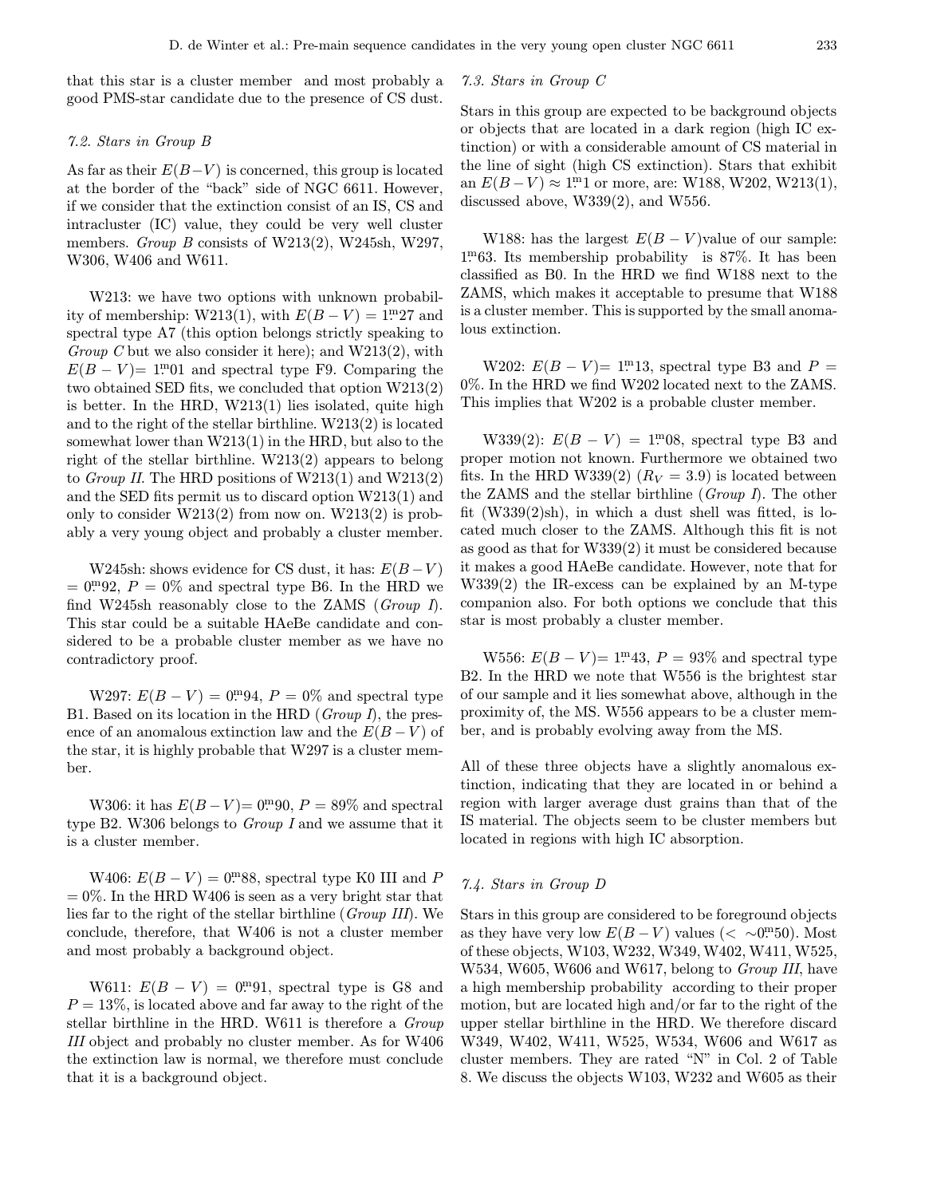that this star is a cluster member and most probably a good PMS-star candidate due to the presence of CS dust.

### 7.2. Stars in Group B

As far as their $E(B-V)$ is concerned, this group is located at the border of the "back" side of NGC 6611. However, if we consider that the extinction consist of an IS, CS and intracluster (IC) value, they could be very well cluster members. *Group B* consists of W213(2), W245sh, W297, W306, W406 and W611.

W213: we have two options with unknown probability of membership: W213(1), with $E(B-V) = 1\overset{m}{.}27$ and spectral type A7 (this option belongs strictly speaking to *Group C* but we also consider it here); and W213(2), with $E(B-V) = 1\overset{m}{.}01$ and spectral type F9. Comparing the two obtained SED fits, we concluded that option W213(2) is better. In the HRD, W213(1) lies isolated, quite high and to the right of the stellar birthline. W213(2) is located somewhat lower than W213(1) in the HRD, but also to the right of the stellar birthline. W213(2) appears to belong to *Group II*. The HRD positions of W213(1) and W213(2) and the SED fits permit us to discard option W213(1) and only to consider W213(2) from now on. W213(2) is probably a very young object and probably a cluster member.

W245sh: shows evidence for CS dust, it has: $E(B-V) = 0\overset{m}{.}92$, $P = 0\%$ and spectral type B6. In the HRD we find W245sh reasonably close to the ZAMS (*Group I*). This star could be a suitable HAeBe candidate and considered to be a probable cluster member as we have no contradictory proof.

W297: $E(B-V) = 0\overset{m}{.}94$, $P = 0\%$ and spectral type B1. Based on its location in the HRD (*Group I*), the presence of an anomalous extinction law and the $E(B-V)$ of the star, it is highly probable that W297 is a cluster member.

W306: it has $E(B-V) = 0\overset{m}{.}90$, $P = 89\%$ and spectral type B2. W306 belongs to *Group I* and we assume that it is a cluster member.

W406: $E(B-V) = 0\overset{m}{.}88$, spectral type K0 III and $P = 0\%$. In the HRD W406 is seen as a very bright star that lies far to the right of the stellar birthline (*Group III*). We conclude, therefore, that W406 is not a cluster member and most probably a background object.

W611: $E(B-V) = 0\overset{m}{.}91$, spectral type is G8 and $P = 13\%$, is located above and far away to the right of the stellar birthline in the HRD. W611 is therefore a *Group III* object and probably no cluster member. As for W406 the extinction law is normal, we therefore must conclude that it is a background object.

### 7.3. Stars in Group C

Stars in this group are expected to be background objects or objects that are located in a dark region (high IC extinction) or with a considerable amount of CS material in the line of sight (high CS extinction). Stars that exhibit an $E(B-V) \approx 1\overset{m}{.}1$ or more, are: W188, W202, W213(1), discussed above, W339(2), and W556.

W188: has the largest $E(B-V)$value of our sample: $1\overset{m}{.}63$. Its membership probability is 87%. It has been classified as B0. In the HRD we find W188 next to the ZAMS, which makes it acceptable to presume that W188 is a cluster member. This is supported by the small anomalous extinction.

W202: $E(B-V) = 1\overset{m}{.}13$, spectral type B3 and $P = 0\%$. In the HRD we find W202 located next to the ZAMS. This implies that W202 is a probable cluster member.

W339(2): $E(B-V) = 1\overset{m}{.}08$, spectral type B3 and proper motion not known. Furthermore we obtained two fits. In the HRD W339(2) ($R_V = 3.9$) is located between the ZAMS and the stellar birthline (*Group I*). The other fit (W339(2)sh), in which a dust shell was fitted, is located much closer to the ZAMS. Although this fit is not as good as that for W339(2) it must be considered because it makes a good HAeBe candidate. However, note that for W339(2) the IR-excess can be explained by an M-type companion also. For both options we conclude that this star is most probably a cluster member.

W556: $E(B-V) = 1\overset{m}{.}43$, $P = 93\%$ and spectral type B2. In the HRD we note that W556 is the brightest star of our sample and it lies somewhat above, although in the proximity of, the MS. W556 appears to be a cluster member, and is probably evolving away from the MS.

All of these three objects have a slightly anomalous extinction, indicating that they are located in or behind a region with larger average dust grains than that of the IS material. The objects seem to be cluster members but located in regions with high IC absorption.

### 7.4. Stars in Group D

Stars in this group are considered to be foreground objects as they have very low $E(B-V)$ values ($< \sim 0\overset{m}{.}50$). Most of these objects, W103, W232, W349, W402, W411, W525, W534, W605, W606 and W617, belong to *Group III*, have a high membership probability according to their proper motion, but are located high and/or far to the right of the upper stellar birthline in the HRD. We therefore discard W349, W402, W411, W525, W534, W606 and W617 as cluster members. They are rated "N" in Col. 2 of Table 8. We discuss the objects W103, W232 and W605 as their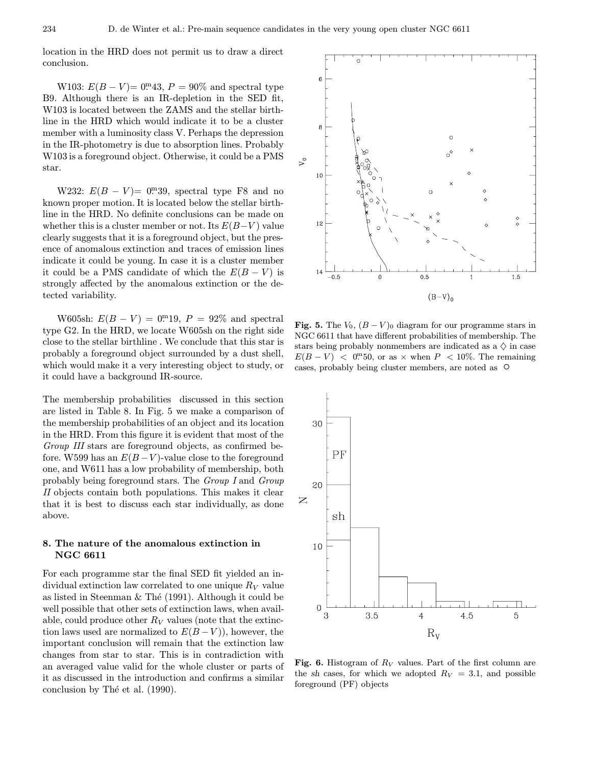location in the HRD does not permit us to draw a direct conclusion.

W103: $E(B-V)= 0^{\rm m}\!.43$, $P = 90\%$ and spectral type B9. Although there is an IR-depletion in the SED fit, W103 is located between the ZAMS and the stellar birthline in the HRD which would indicate it to be a cluster member with a luminosity class V. Perhaps the depression in the IR-photometry is due to absorption lines. Probably W103 is a foreground object. Otherwise, it could be a PMS star.

W232: $E(B-V)= 0^{\rm m}\!.39$, spectral type F8 and no known proper motion. It is located below the stellar birthline in the HRD. No definite conclusions can be made on whether this is a cluster member or not. Its $E(B-V)$ value clearly suggests that it is a foreground object, but the presence of anomalous extinction and traces of emission lines indicate it could be young. In case it is a cluster member it could be a PMS candidate of which the $E(B-V)$ is strongly affected by the anomalous extinction or the detected variability.

W605sh: $E(B-V) = 0^{\rm m}\!.19$, $P = 92\%$ and spectral type G2. In the HRD, we locate W605sh on the right side close to the stellar birthline . We conclude that this star is probably a foreground object surrounded by a dust shell, which would make it a very interesting object to study, or it could have a background IR-source.

The membership probabilities discussed in this section are listed in Table 8. In Fig. 5 we make a comparison of the membership probabilities of an object and its location in the HRD. From this figure it is evident that most of the *Group III* stars are foreground objects, as confirmed before. W599 has an $E(B-V)$-value close to the foreground one, and W611 has a low probability of membership, both probably being foreground stars. The *Group I* and *Group II* objects contain both populations. This makes it clear that it is best to discuss each star individually, as done above.

## 8. The nature of the anomalous extinction in NGC 6611

For each programme star the final SED fit yielded an individual extinction law correlated to one unique $R_V$ value as listed in Steenman & Thé (1991). Although it could be well possible that other sets of extinction laws, when available, could produce other $R_V$ values (note that the extinction laws used are normalized to $E(B-V)$), however, the important conclusion will remain that the extinction law changes from star to star. This is in contradiction with an averaged value valid for the whole cluster or parts of it as discussed in the introduction and confirms a similar conclusion by Thé et al. (1990).

**Fig. 5.** The $V_0$, $(B-V)_0$ diagram for our programme stars in NGC 6611 that have different probabilities of membership. The stars being probably nonmembers are indicated as a ◇ in case $E(B-V) < 0^{\rm m}\!.50$, or as × when $P < 10\%$. The remaining cases, probably being cluster members, are noted as ○

**Fig. 6.** Histogram of $R_V$ values. Part of the first column are the *sh* cases, for which we adopted $R_V = 3.1$, and possible foreground (PF) objects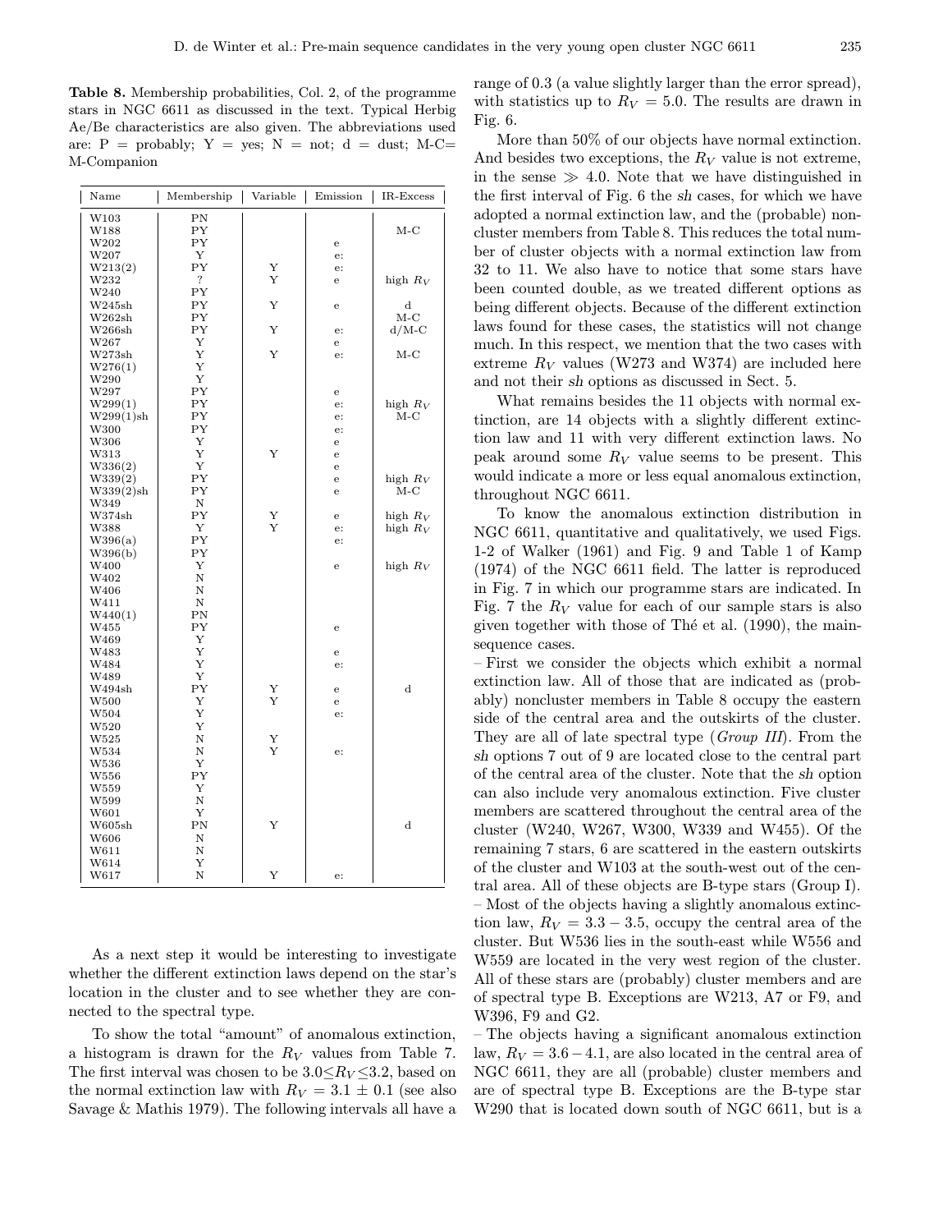**Table 8.** Membership probabilities, Col. 2, of the programme stars in NGC 6611 as discussed in the text. Typical Herbig Ae/Be characteristics are also given. The abbreviations used are: P = probably; Y = yes; N = not; d = dust; M-C= M-Companion

| Name | Membership | Variable | Emission | IR-Excess |
|---|---|---|---|---|
| W103 | PN | | | |
| W188 | PY | | | M-C |
| W202 | PY | | e | |
| W207 | Y | | e: | |
| W213(2) | PY | Y | e: | |
| W232 | ? | Y | e | high $R_V$ |
| W240 | PY | | | |
| W245sh | PY | Y | e | d |
| W262sh | PY | | | M-C |
| W266sh | PY | Y | e: | d/M-C |
| W267 | Y | | e | |
| W273sh | Y | Y | e: | M-C |
| W276(1) | Y | | | |
| W290 | Y | | | |
| W297 | PY | | e | |
| W299(1) | PY | | e: | high $R_V$ |
| W299(1)sh | PY | | e: | M-C |
| W300 | PY | | e: | |
| W306 | Y | | e | |
| W313 | Y | Y | e | |
| W336(2) | Y | | e | |
| W339(2) | PY | | e | high $R_V$ |
| W339(2)sh | PY | | e | M-C |
| W349 | N | | | |
| W374sh | PY | Y | e | high $R_V$ |
| W388 | Y | Y | e: | high $R_V$ |
| W396(a) | PY | | e: | |
| W396(b) | PY | | | |
| W400 | Y | | e | high $R_V$ |
| W402 | N | | | |
| W406 | N | | | |
| W411 | N | | | |
| W440(1) | PN | | | |
| W455 | PY | | e | |
| W469 | Y | | | |
| W483 | Y | | e | |
| W484 | Y | | e: | |
| W489 | Y | | | |
| W494sh | PY | Y | e | d |
| W500 | Y | Y | e | |
| W504 | Y | | e: | |
| W520 | Y | | | |
| W525 | N | Y | | |
| W534 | N | Y | e: | |
| W536 | Y | | | |
| W556 | PY | | | |
| W559 | Y | | | |
| W599 | N | | | |
| W601 | Y | | | |
| W605sh | PN | Y | | d |
| W606 | N | | | |
| W611 | N | | | |
| W614 | Y | | | |
| W617 | N | Y | e: | |

As a next step it would be interesting to investigate whether the different extinction laws depend on the star's location in the cluster and to see whether they are connected to the spectral type.

To show the total "amount" of anomalous extinction, a histogram is drawn for the $R_V$ values from Table 7. The first interval was chosen to be $3.0 \leq R_V \leq 3.2$, based on the normal extinction law with $R_V = 3.1 \pm 0.1$ (see also Savage & Mathis 1979). The following intervals all have a range of 0.3 (a value slightly larger than the error spread), with statistics up to $R_V = 5.0$. The results are drawn in Fig. 6.

More than 50% of our objects have normal extinction. And besides two exceptions, the $R_V$ value is not extreme, in the sense $\gg 4.0$. Note that we have distinguished in the first interval of Fig. 6 the *sh* cases, for which we have adopted a normal extinction law, and the (probable) noncluster members from Table 8. This reduces the total number of cluster objects with a normal extinction law from 32 to 11. We also have to notice that some stars have been counted double, as we treated different options as being different objects. Because of the different extinction laws found for these cases, the statistics will not change much. In this respect, we mention that the two cases with extreme $R_V$ values (W273 and W374) are included here and not their *sh* options as discussed in Sect. 5.

What remains besides the 11 objects with normal extinction, are 14 objects with a slightly different extinction law and 11 with very different extinction laws. No peak around some $R_V$ value seems to be present. This would indicate a more or less equal anomalous extinction, throughout NGC 6611.

To know the anomalous extinction distribution in NGC 6611, quantitative and qualitatively, we used Figs. 1-2 of Walker (1961) and Fig. 9 and Table 1 of Kamp (1974) of the NGC 6611 field. The latter is reproduced in Fig. 7 in which our programme stars are indicated. In Fig. 7 the $R_V$ value for each of our sample stars is also given together with those of Thé et al. (1990), the main-sequence cases.

– First we consider the objects which exhibit a normal extinction law. All of those that are indicated as (probably) noncluster members in Table 8 occupy the eastern side of the central area and the outskirts of the cluster. They are all of late spectral type (*Group III*). From the *sh* options 7 out of 9 are located close to the central part of the central area of the cluster. Note that the *sh* option can also include very anomalous extinction. Five cluster members are scattered throughout the central area of the cluster (W240, W267, W300, W339 and W455). Of the remaining 7 stars, 6 are scattered in the eastern outskirts of the cluster and W103 at the south-west out of the central area. All of these objects are B-type stars (Group I).

– Most of the objects having a slightly anomalous extinction law, $R_V = 3.3 - 3.5$, occupy the central area of the cluster. But W536 lies in the south-east while W556 and W559 are located in the very west region of the cluster. All of these stars are (probably) cluster members and are of spectral type B. Exceptions are W213, A7 or F9, and W396, F9 and G2.

– The objects having a significant anomalous extinction law, $R_V = 3.6 - 4.1$, are also located in the central area of NGC 6611, they are all (probable) cluster members and are of spectral type B. Exceptions are the B-type star W290 that is located down south of NGC 6611, but is a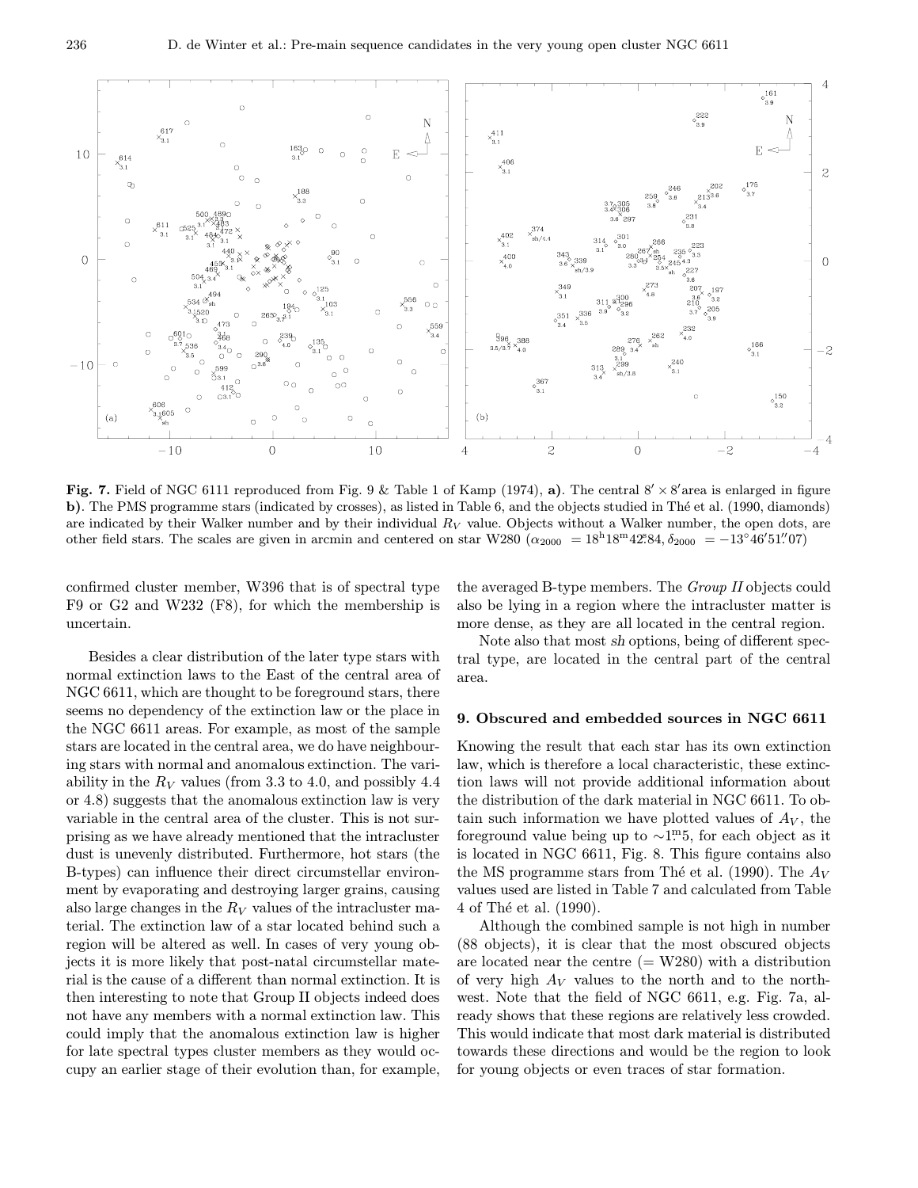**Fig. 7.** Field of NGC 6111 reproduced from Fig. 9 & Table 1 of Kamp (1974), **a)**. The central $8' \times 8'$area is enlarged in figure **b)**. The PMS programme stars (indicated by crosses), as listed in Table 6, and the objects studied in Thé et al. (1990, diamonds) are indicated by their Walker number and by their individual $R_V$ value. Objects without a Walker number, the open dots, are other field stars. The scales are given in arcmin and centered on star W280 ($\alpha_{2000} = 18^h18^m42\overset{s}{.}84, \delta_{2000} = -13°46'51\overset{''}{.}07$)

confirmed cluster member, W396 that is of spectral type F9 or G2 and W232 (F8), for which the membership is uncertain.

Besides a clear distribution of the later type stars with normal extinction laws to the East of the central area of NGC 6611, which are thought to be foreground stars, there seems no dependency of the extinction law or the place in the NGC 6611 areas. For example, as most of the sample stars are located in the central area, we do have neighbouring stars with normal and anomalous extinction. The variability in the $R_V$ values (from 3.3 to 4.0, and possibly 4.4 or 4.8) suggests that the anomalous extinction law is very variable in the central area of the cluster. This is not surprising as we have already mentioned that the intracluster dust is unevenly distributed. Furthermore, hot stars (the B-types) can influence their direct circumstellar environment by evaporating and destroying larger grains, causing also large changes in the $R_V$ values of the intracluster material. The extinction law of a star located behind such a region will be altered as well. In cases of very young objects it is more likely that post-natal circumstellar material is the cause of a different than normal extinction. It is then interesting to note that Group II objects indeed does not have any members with a normal extinction law. This could imply that the anomalous extinction law is higher for late spectral types cluster members as they would occupy an earlier stage of their evolution than, for example, the averaged B-type members. The *Group II* objects could also be lying in a region where the intracluster matter is more dense, as they are all located in the central region.

Note also that most *sh* options, being of different spectral type, are located in the central part of the central area.

## 9. Obscured and embedded sources in NGC 6611

Knowing the result that each star has its own extinction law, which is therefore a local characteristic, these extinction laws will not provide additional information about the distribution of the dark material in NGC 6611. To obtain such information we have plotted values of $A_V$, the foreground value being up to $\sim 1\overset{m}{.}5$, for each object as it is located in NGC 6611, Fig. 8. This figure contains also the MS programme stars from Thé et al. (1990). The $A_V$ values used are listed in Table 7 and calculated from Table 4 of Thé et al. (1990).

Although the combined sample is not high in number (88 objects), it is clear that the most obscured objects are located near the centre (= W280) with a distribution of very high $A_V$ values to the north and to the northwest. Note that the field of NGC 6611, e.g. Fig. 7a, already shows that these regions are relatively less crowded. This would indicate that most dark material is distributed towards these directions and would be the region to look for young objects or even traces of star formation.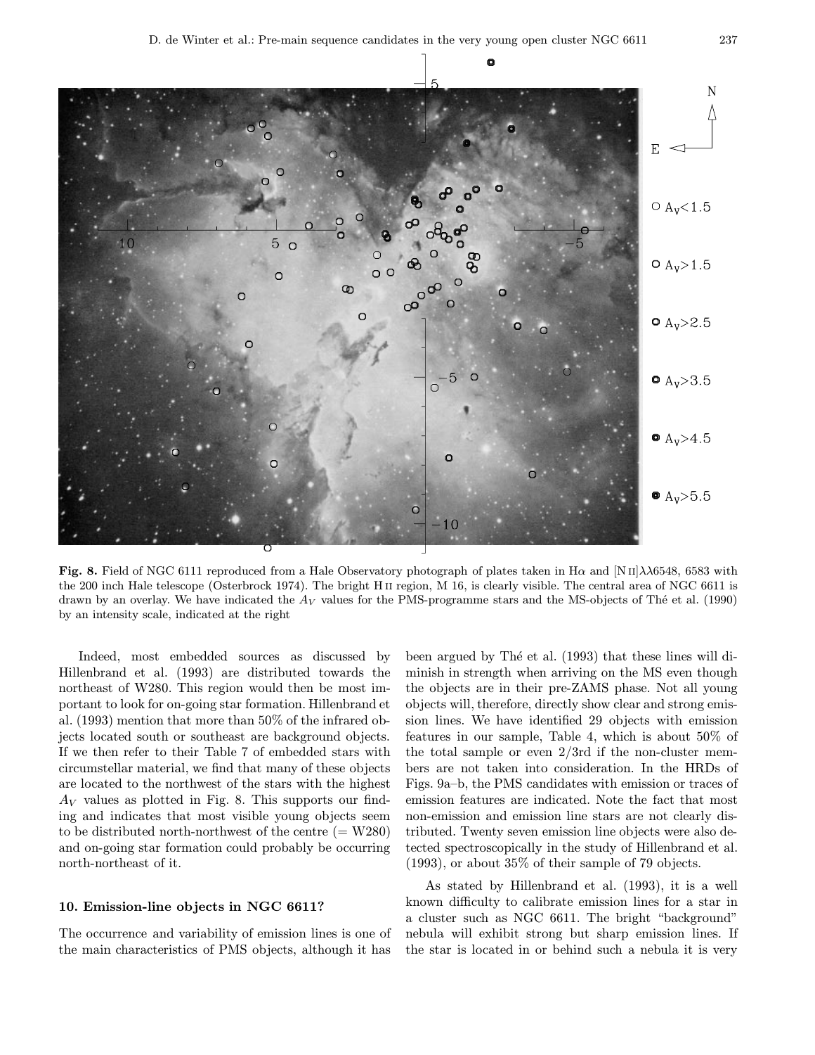**Fig. 8.** Field of NGC 6111 reproduced from a Hale Observatory photograph of plates taken in Hα and [N II]λλ6548, 6583 with the 200 inch Hale telescope (Osterbrock 1974). The bright H II region, M 16, is clearly visible. The central area of NGC 6611 is drawn by an overlay. We have indicated the $A_V$ values for the PMS-programme stars and the MS-objects of Thé et al. (1990) by an intensity scale, indicated at the right

Indeed, most embedded sources as discussed by Hillenbrand et al. (1993) are distributed towards the northeast of W280. This region would then be most important to look for on-going star formation. Hillenbrand et al. (1993) mention that more than 50% of the infrared objects located south or southeast are background objects. If we then refer to their Table 7 of embedded stars with circumstellar material, we find that many of these objects are located to the northwest of the stars with the highest $A_V$ values as plotted in Fig. 8. This supports our finding and indicates that most visible young objects seem to be distributed north-northwest of the centre (= W280) and on-going star formation could probably be occurring north-northeast of it.

## 10. Emission-line objects in NGC 6611?

The occurrence and variability of emission lines is one of the main characteristics of PMS objects, although it has been argued by Thé et al. (1993) that these lines will diminish in strength when arriving on the MS even though the objects are in their pre-ZAMS phase. Not all young objects will, therefore, directly show clear and strong emission lines. We have identified 29 objects with emission features in our sample, Table 4, which is about 50% of the total sample or even 2/3rd if the non-cluster members are not taken into consideration. In the HRDs of Figs. 9a–b, the PMS candidates with emission or traces of emission features are indicated. Note the fact that most non-emission and emission line stars are not clearly distributed. Twenty seven emission line objects were also detected spectroscopically in the study of Hillenbrand et al. (1993), or about 35% of their sample of 79 objects.

As stated by Hillenbrand et al. (1993), it is a well known difficulty to calibrate emission lines for a star in a cluster such as NGC 6611. The bright "background" nebula will exhibit strong but sharp emission lines. If the star is located in or behind such a nebula it is very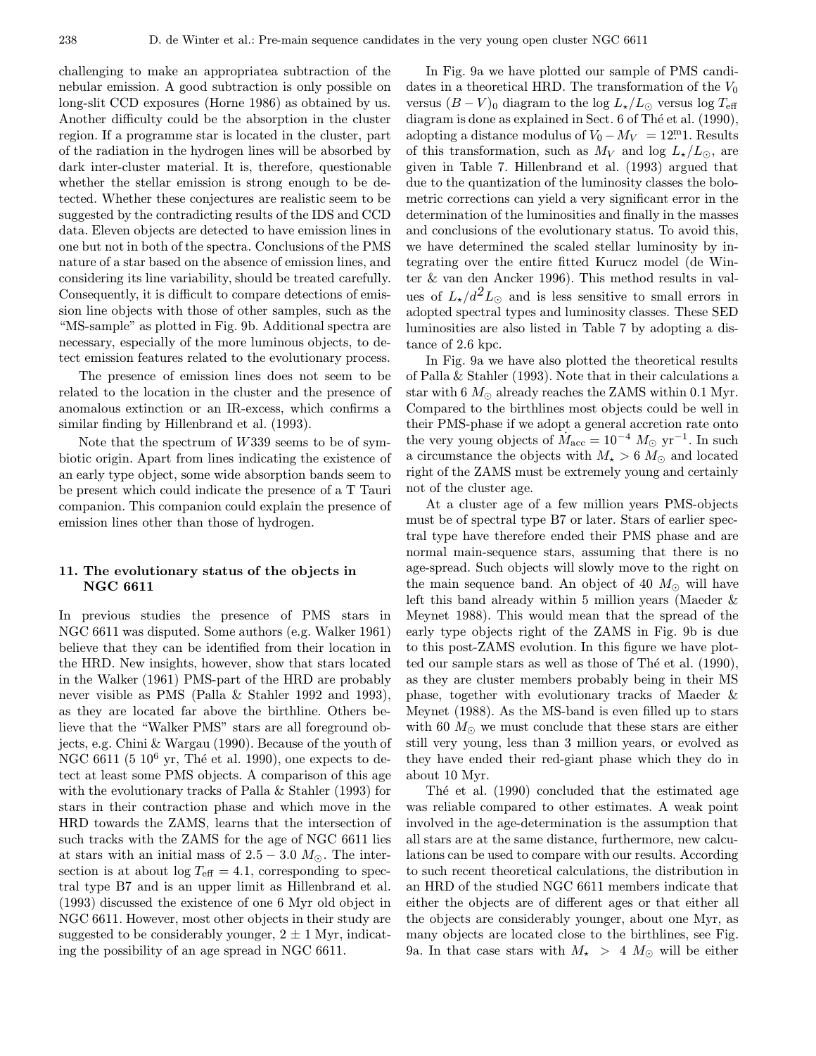challenging to make an appropriatea subtraction of the nebular emission. A good subtraction is only possible on long-slit CCD exposures (Horne 1986) as obtained by us. Another difficulty could be the absorption in the cluster region. If a programme star is located in the cluster, part of the radiation in the hydrogen lines will be absorbed by dark inter-cluster material. It is, therefore, questionable whether the stellar emission is strong enough to be detected. Whether these conjectures are realistic seem to be suggested by the contradicting results of the IDS and CCD data. Eleven objects are detected to have emission lines in one but not in both of the spectra. Conclusions of the PMS nature of a star based on the absence of emission lines, and considering its line variability, should be treated carefully. Consequently, it is difficult to compare detections of emission line objects with those of other samples, such as the "MS-sample" as plotted in Fig. 9b. Additional spectra are necessary, especially of the more luminous objects, to detect emission features related to the evolutionary process.

The presence of emission lines does not seem to be related to the location in the cluster and the presence of anomalous extinction or an IR-excess, which confirms a similar finding by Hillenbrand et al. (1993).

Note that the spectrum of $W339$ seems to be of symbiotic origin. Apart from lines indicating the existence of an early type object, some wide absorption bands seem to be present which could indicate the presence of a T Tauri companion. This companion could explain the presence of emission lines other than those of hydrogen.

## 11. The evolutionary status of the objects in NGC 6611

In previous studies the presence of PMS stars in NGC 6611 was disputed. Some authors (e.g. Walker 1961) believe that they can be identified from their location in the HRD. New insights, however, show that stars located in the Walker (1961) PMS-part of the HRD are probably never visible as PMS (Palla & Stahler 1992 and 1993), as they are located far above the birthline. Others believe that the "Walker PMS" stars are all foreground objects, e.g. Chini & Wargau (1990). Because of the youth of NGC 6611 ($5\ 10^6$ yr, Thé et al. 1990), one expects to detect at least some PMS objects. A comparison of this age with the evolutionary tracks of Palla & Stahler (1993) for stars in their contraction phase and which move in the HRD towards the ZAMS, learns that the intersection of such tracks with the ZAMS for the age of NGC 6611 lies at stars with an initial mass of $2.5 - 3.0\ M_\odot$. The intersection is at about $\log T_{\rm eff} = 4.1$, corresponding to spectral type B7 and is an upper limit as Hillenbrand et al. (1993) discussed the existence of one 6 Myr old object in NGC 6611. However, most other objects in their study are suggested to be considerably younger, $2 \pm 1$ Myr, indicating the possibility of an age spread in NGC 6611.

In Fig. 9a we have plotted our sample of PMS candidates in a theoretical HRD. The transformation of the $V_0$ versus $(B-V)_0$ diagram to the $\log L_\star/L_\odot$ versus $\log T_{\rm eff}$ diagram is done as explained in Sect. 6 of Thé et al. (1990), adopting a distance modulus of $V_0 - M_V = 12.^{\rm m}1$. Results of this transformation, such as $M_V$ and $\log L_\star/L_\odot$, are given in Table 7. Hillenbrand et al. (1993) argued that due to the quantization of the luminosity classes the bolometric corrections can yield a very significant error in the determination of the luminosities and finally in the masses and conclusions of the evolutionary status. To avoid this, we have determined the scaled stellar luminosity by integrating over the entire fitted Kurucz model (de Winter & van den Ancker 1996). This method results in values of $L_\star/d^2 L_\odot$ and is less sensitive to small errors in adopted spectral types and luminosity classes. These SED luminosities are also listed in Table 7 by adopting a distance of 2.6 kpc.

In Fig. 9a we have also plotted the theoretical results of Palla & Stahler (1993). Note that in their calculations a star with 6 $M_\odot$ already reaches the ZAMS within 0.1 Myr. Compared to the birthlines most objects could be well in their PMS-phase if we adopt a general accretion rate onto the very young objects of $\dot{M}_{\rm acc} = 10^{-4}\ M_\odot\ {\rm yr}^{-1}$. In such a circumstance the objects with $M_\star > 6\ M_\odot$ and located right of the ZAMS must be extremely young and certainly not of the cluster age.

At a cluster age of a few million years PMS-objects must be of spectral type B7 or later. Stars of earlier spectral type have therefore ended their PMS phase and are normal main-sequence stars, assuming that there is no age-spread. Such objects will slowly move to the right on the main sequence band. An object of 40 $M_\odot$ will have left this band already within 5 million years (Maeder & Meynet 1988). This would mean that the spread of the early type objects right of the ZAMS in Fig. 9b is due to this post-ZAMS evolution. In this figure we have plotted our sample stars as well as those of Thé et al. (1990), as they are cluster members probably being in their MS phase, together with evolutionary tracks of Maeder & Meynet (1988). As the MS-band is even filled up to stars with 60 $M_\odot$ we must conclude that these stars are either still very young, less than 3 million years, or evolved as they have ended their red-giant phase which they do in about 10 Myr.

Thé et al. (1990) concluded that the estimated age was reliable compared to other estimates. A weak point involved in the age-determination is the assumption that all stars are at the same distance, furthermore, new calculations can be used to compare with our results. According to such recent theoretical calculations, the distribution in an HRD of the studied NGC 6611 members indicate that either the objects are of different ages or that either all the objects are considerably younger, about one Myr, as many objects are located close to the birthlines, see Fig. 9a. In that case stars with $M_\star > 4\ M_\odot$ will be either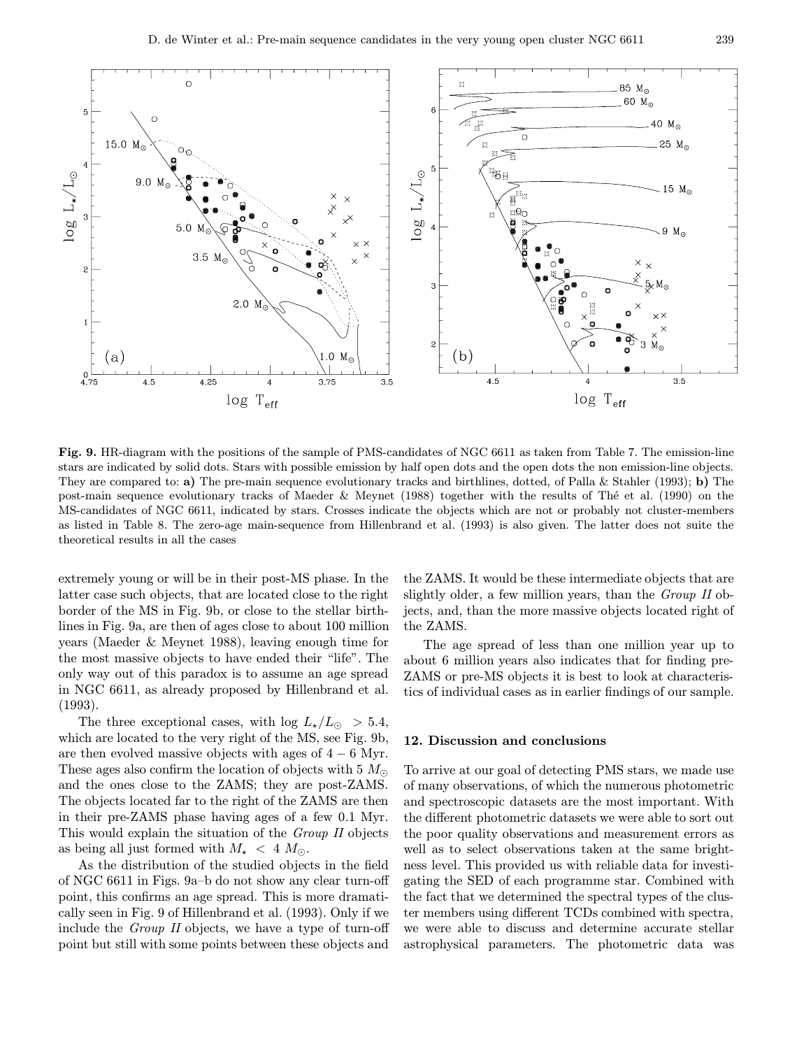**Fig. 9.** HR-diagram with the positions of the sample of PMS-candidates of NGC 6611 as taken from Table 7. The emission-line stars are indicated by solid dots. Stars with possible emission by half open dots and the open dots the non emission-line objects. They are compared to: **a)** The pre-main sequence evolutionary tracks and birthlines, dotted, of Palla & Stahler (1993); **b)** The post-main sequence evolutionary tracks of Maeder & Meynet (1988) together with the results of Thé et al. (1990) on the MS-candidates of NGC 6611, indicated by stars. Crosses indicate the objects which are not or probably not cluster-members as listed in Table 8. The zero-age main-sequence from Hillenbrand et al. (1993) is also given. The latter does not suite the theoretical results in all the cases

extremely young or will be in their post-MS phase. In the latter case such objects, that are located close to the right border of the MS in Fig. 9b, or close to the stellar birthlines in Fig. 9a, are then of ages close to about 100 million years (Maeder & Meynet 1988), leaving enough time for the most massive objects to have ended their "life". The only way out of this paradox is to assume an age spread in NGC 6611, as already proposed by Hillenbrand et al. (1993).

The three exceptional cases, with $\log L_\star/L_\odot > 5.4$, which are located to the very right of the MS, see Fig. 9b, are then evolved massive objects with ages of $4-6$ Myr. These ages also confirm the location of objects with $5\ M_\odot$ and the ones close to the ZAMS; they are post-ZAMS. The objects located far to the right of the ZAMS are then in their pre-ZAMS phase having ages of a few 0.1 Myr. This would explain the situation of the *Group II* objects as being all just formed with $M_\star < 4\ M_\odot$.

As the distribution of the studied objects in the field of NGC 6611 in Figs. 9a–b do not show any clear turn-off point, this confirms an age spread. This is more dramatically seen in Fig. 9 of Hillenbrand et al. (1993). Only if we include the *Group II* objects, we have a type of turn-off point but still with some points between these objects and the ZAMS. It would be these intermediate objects that are slightly older, a few million years, than the *Group II* objects, and, than the more massive objects located right of the ZAMS.

The age spread of less than one million year up to about 6 million years also indicates that for finding pre-ZAMS or pre-MS objects it is best to look at characteristics of individual cases as in earlier findings of our sample.

## 12. Discussion and conclusions

To arrive at our goal of detecting PMS stars, we made use of many observations, of which the numerous photometric and spectroscopic datasets are the most important. With the different photometric datasets we were able to sort out the poor quality observations and measurement errors as well as to select observations taken at the same brightness level. This provided us with reliable data for investigating the SED of each programme star. Combined with the fact that we determined the spectral types of the cluster members using different TCDs combined with spectra, we were able to discuss and determine accurate stellar astrophysical parameters. The photometric data was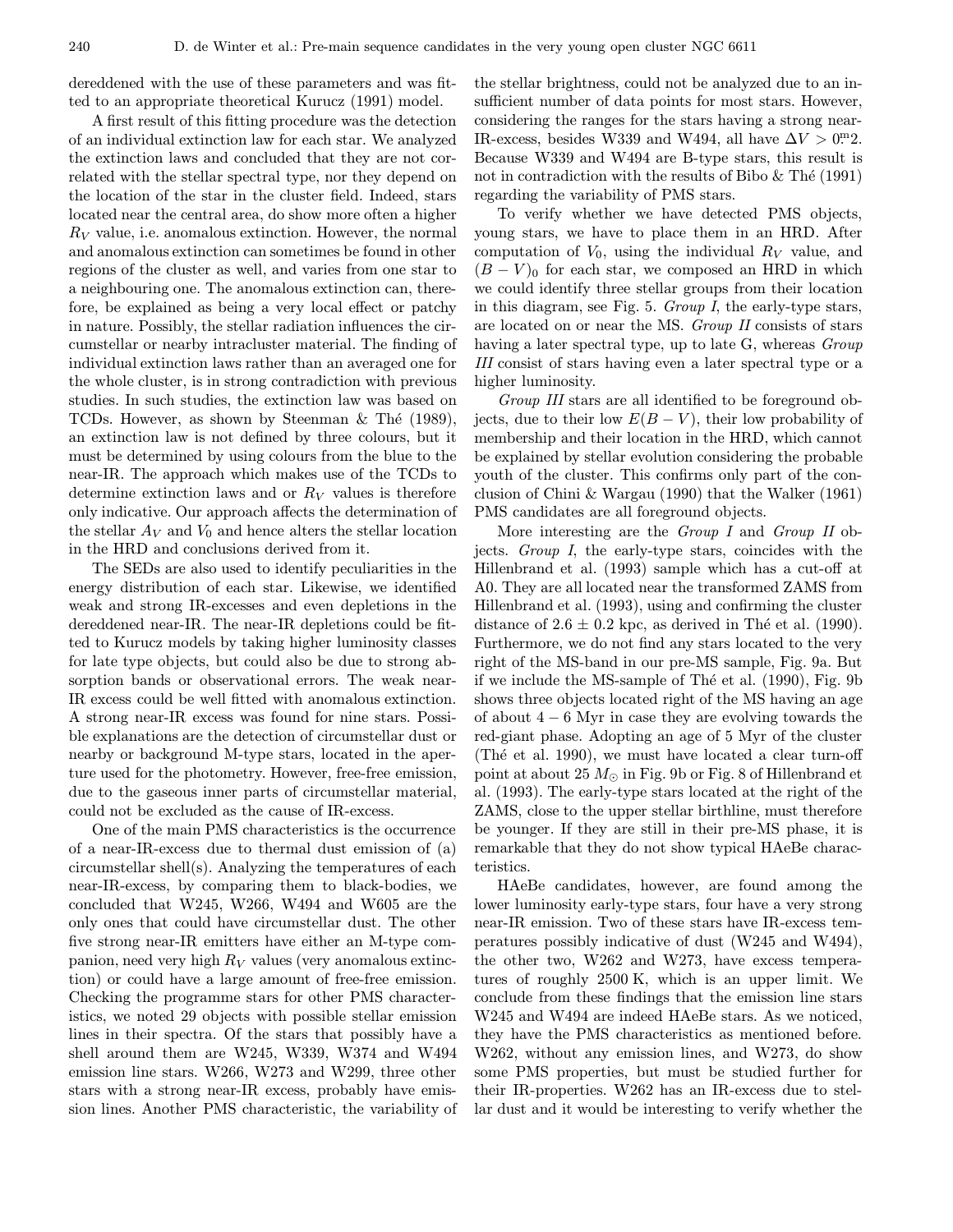dereddened with the use of these parameters and was fitted to an appropriate theoretical Kurucz (1991) model.

A first result of this fitting procedure was the detection of an individual extinction law for each star. We analyzed the extinction laws and concluded that they are not correlated with the stellar spectral type, nor they depend on the location of the star in the cluster field. Indeed, stars located near the central area, do show more often a higher $R_V$ value, i.e. anomalous extinction. However, the normal and anomalous extinction can sometimes be found in other regions of the cluster as well, and varies from one star to a neighbouring one. The anomalous extinction can, therefore, be explained as being a very local effect or patchy in nature. Possibly, the stellar radiation influences the circumstellar or nearby intracluster material. The finding of individual extinction laws rather than an averaged one for the whole cluster, is in strong contradiction with previous studies. In such studies, the extinction law was based on TCDs. However, as shown by Steenman & Thé (1989), an extinction law is not defined by three colours, but it must be determined by using colours from the blue to the near-IR. The approach which makes use of the TCDs to determine extinction laws and or $R_V$ values is therefore only indicative. Our approach affects the determination of the stellar $A_V$ and $V_0$ and hence alters the stellar location in the HRD and conclusions derived from it.

The SEDs are also used to identify peculiarities in the energy distribution of each star. Likewise, we identified weak and strong IR-excesses and even depletions in the dereddened near-IR. The near-IR depletions could be fitted to Kurucz models by taking higher luminosity classes for late type objects, but could also be due to strong absorption bands or observational errors. The weak near-IR excess could be well fitted with anomalous extinction. A strong near-IR excess was found for nine stars. Possible explanations are the detection of circumstellar dust or nearby or background M-type stars, located in the aperture used for the photometry. However, free-free emission, due to the gaseous inner parts of circumstellar material, could not be excluded as the cause of IR-excess.

One of the main PMS characteristics is the occurrence of a near-IR-excess due to thermal dust emission of (a) circumstellar shell(s). Analyzing the temperatures of each near-IR-excess, by comparing them to black-bodies, we concluded that W245, W266, W494 and W605 are the only ones that could have circumstellar dust. The other five strong near-IR emitters have either an M-type companion, need very high $R_V$ values (very anomalous extinction) or could have a large amount of free-free emission. Checking the programme stars for other PMS characteristics, we noted 29 objects with possible stellar emission lines in their spectra. Of the stars that possibly have a shell around them are W245, W339, W374 and W494 emission line stars. W266, W273 and W299, three other stars with a strong near-IR excess, probably have emission lines. Another PMS characteristic, the variability of the stellar brightness, could not be analyzed due to an insufficient number of data points for most stars. However, considering the ranges for the stars having a strong near-IR-excess, besides W339 and W494, all have $\Delta V > 0\overset{\mathrm{m}}{.}2$. Because W339 and W494 are B-type stars, this result is not in contradiction with the results of Bibo & Thé (1991) regarding the variability of PMS stars.

To verify whether we have detected PMS objects, young stars, we have to place them in an HRD. After computation of $V_0$, using the individual $R_V$ value, and $(B-V)_0$ for each star, we composed an HRD in which we could identify three stellar groups from their location in this diagram, see Fig. 5. *Group I*, the early-type stars, are located on or near the MS. *Group II* consists of stars having a later spectral type, up to late G, whereas *Group III* consist of stars having even a later spectral type or a higher luminosity.

*Group III* stars are all identified to be foreground objects, due to their low $E(B-V)$, their low probability of membership and their location in the HRD, which cannot be explained by stellar evolution considering the probable youth of the cluster. This confirms only part of the conclusion of Chini & Wargau (1990) that the Walker (1961) PMS candidates are all foreground objects.

More interesting are the *Group I* and *Group II* objects. *Group I*, the early-type stars, coincides with the Hillenbrand et al. (1993) sample which has a cut-off at A0. They are all located near the transformed ZAMS from Hillenbrand et al. (1993), using and confirming the cluster distance of $2.6 \pm 0.2$ kpc, as derived in Thé et al. (1990). Furthermore, we do not find any stars located to the very right of the MS-band in our pre-MS sample, Fig. 9a. But if we include the MS-sample of Thé et al. (1990), Fig. 9b shows three objects located right of the MS having an age of about $4-6$ Myr in case they are evolving towards the red-giant phase. Adopting an age of 5 Myr of the cluster (Thé et al. 1990), we must have located a clear turn-off point at about 25 $M_{\odot}$ in Fig. 9b or Fig. 8 of Hillenbrand et al. (1993). The early-type stars located at the right of the ZAMS, close to the upper stellar birthline, must therefore be younger. If they are still in their pre-MS phase, it is remarkable that they do not show typical HAeBe characteristics.

HAeBe candidates, however, are found among the lower luminosity early-type stars, four have a very strong near-IR emission. Two of these stars have IR-excess temperatures possibly indicative of dust (W245 and W494), the other two, W262 and W273, have excess temperatures of roughly 2500 K, which is an upper limit. We conclude from these findings that the emission line stars W245 and W494 are indeed HAeBe stars. As we noticed, they have the PMS characteristics as mentioned before. W262, without any emission lines, and W273, do show some PMS properties, but must be studied further for their IR-properties. W262 has an IR-excess due to stellar dust and it would be interesting to verify whether the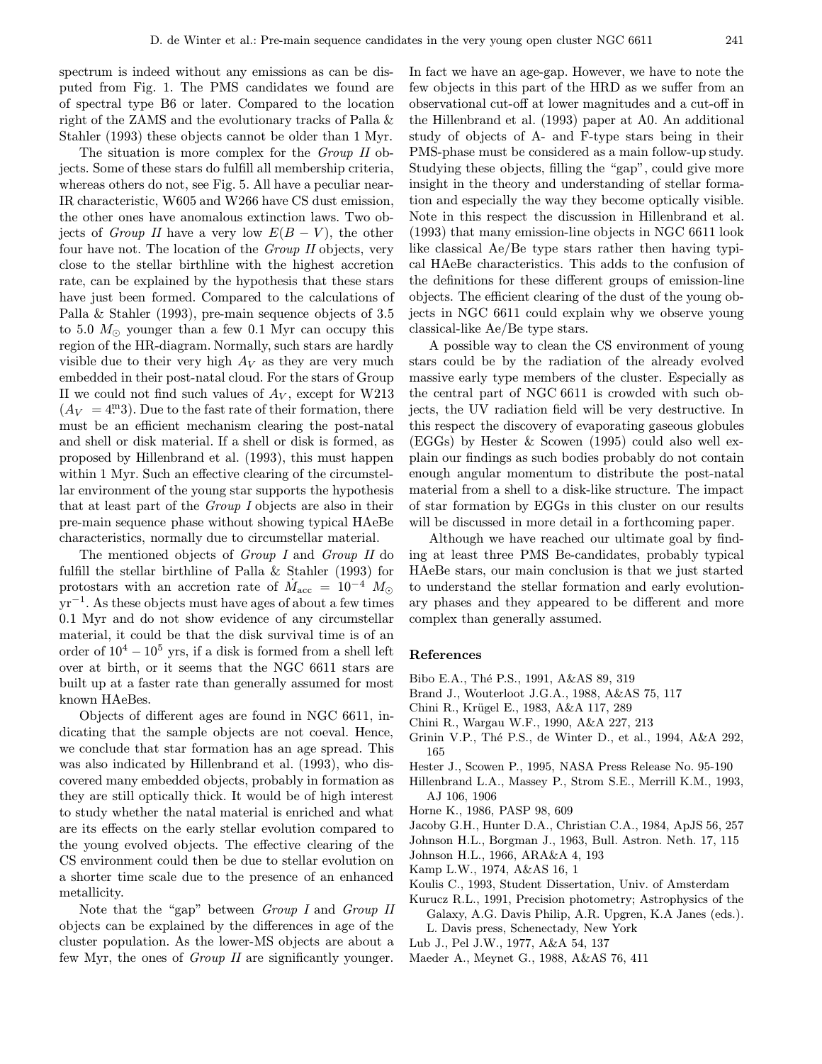spectrum is indeed without any emissions as can be disputed from Fig. 1. The PMS candidates we found are of spectral type B6 or later. Compared to the location right of the ZAMS and the evolutionary tracks of Palla & Stahler (1993) these objects cannot be older than 1 Myr.

The situation is more complex for the *Group II* objects. Some of these stars do fulfill all membership criteria, whereas others do not, see Fig. 5. All have a peculiar near-IR characteristic, W605 and W266 have CS dust emission, the other ones have anomalous extinction laws. Two objects of *Group II* have a very low $E(B-V)$, the other four have not. The location of the *Group II* objects, very close to the stellar birthline with the highest accretion rate, can be explained by the hypothesis that these stars have just been formed. Compared to the calculations of Palla & Stahler (1993), pre-main sequence objects of 3.5 to 5.0 $M_{\odot}$ younger than a few 0.1 Myr can occupy this region of the HR-diagram. Normally, such stars are hardly visible due to their very high $A_V$ as they are very much embedded in their post-natal cloud. For the stars of Group II we could not find such values of $A_V$, except for W213 ($A_V = 4\overset{\mathrm{m}}{.}3$). Due to the fast rate of their formation, there must be an efficient mechanism clearing the post-natal and shell or disk material. If a shell or disk is formed, as proposed by Hillenbrand et al. (1993), this must happen within 1 Myr. Such an effective clearing of the circumstellar environment of the young star supports the hypothesis that at least part of the *Group I* objects are also in their pre-main sequence phase without showing typical HAeBe characteristics, normally due to circumstellar material.

The mentioned objects of *Group I* and *Group II* do fulfill the stellar birthline of Palla & Stahler (1993) for protostars with an accretion rate of $\dot{M}_{\rm acc} = 10^{-4}\ M_{\odot}\ {\rm yr}^{-1}$. As these objects must have ages of about a few times 0.1 Myr and do not show evidence of any circumstellar material, it could be that the disk survival time is of an order of $10^4 - 10^5$ yrs, if a disk is formed from a shell left over at birth, or it seems that the NGC 6611 stars are built up at a faster rate than generally assumed for most known HAeBes.

Objects of different ages are found in NGC 6611, indicating that the sample objects are not coeval. Hence, we conclude that star formation has an age spread. This was also indicated by Hillenbrand et al. (1993), who discovered many embedded objects, probably in formation as they are still optically thick. It would be of high interest to study whether the natal material is enriched and what are its effects on the early stellar evolution compared to the young evolved objects. The effective clearing of the CS environment could then be due to stellar evolution on a shorter time scale due to the presence of an enhanced metallicity.

Note that the "gap" between *Group I* and *Group II* objects can be explained by the differences in age of the cluster population. As the lower-MS objects are about a few Myr, the ones of *Group II* are significantly younger. In fact we have an age-gap. However, we have to note the few objects in this part of the HRD as we suffer from an observational cut-off at lower magnitudes and a cut-off in the Hillenbrand et al. (1993) paper at A0. An additional study of objects of A- and F-type stars being in their PMS-phase must be considered as a main follow-up study. Studying these objects, filling the "gap", could give more insight in the theory and understanding of stellar formation and especially the way they become optically visible. Note in this respect the discussion in Hillenbrand et al. (1993) that many emission-line objects in NGC 6611 look like classical Ae/Be type stars rather then having typical HAeBe characteristics. This adds to the confusion of the definitions for these different groups of emission-line objects. The efficient clearing of the dust of the young objects in NGC 6611 could explain why we observe young classical-like Ae/Be type stars.

A possible way to clean the CS environment of young stars could be by the radiation of the already evolved massive early type members of the cluster. Especially as the central part of NGC 6611 is crowded with such objects, the UV radiation field will be very destructive. In this respect the discovery of evaporating gaseous globules (EGGs) by Hester & Scowen (1995) could also well explain our findings as such bodies probably do not contain enough angular momentum to distribute the post-natal material from a shell to a disk-like structure. The impact of star formation by EGGs in this cluster on our results will be discussed in more detail in a forthcoming paper.

Although we have reached our ultimate goal by finding at least three PMS Be-candidates, probably typical HAeBe stars, our main conclusion is that we just started to understand the stellar formation and early evolutionary phases and they appeared to be different and more complex than generally assumed.

## References

Bibo E.A., Thé P.S., 1991, A&AS 89, 319

Brand J., Wouterloot J.G.A., 1988, A&AS 75, 117

Chini R., Krügel E., 1983, A&A 117, 289

Chini R., Wargau W.F., 1990, A&A 227, 213

Grinin V.P., Thé P.S., de Winter D., et al., 1994, A&A 292, 165

Hester J., Scowen P., 1995, NASA Press Release No. 95-190

Hillenbrand L.A., Massey P., Strom S.E., Merrill K.M., 1993, AJ 106, 1906

Horne K., 1986, PASP 98, 609

Jacoby G.H., Hunter D.A., Christian C.A., 1984, ApJS 56, 257

Johnson H.L., Borgman J., 1963, Bull. Astron. Neth. 17, 115

Johnson H.L., 1966, ARA&A 4, 193

Kamp L.W., 1974, A&AS 16, 1

Koulis C., 1993, Student Dissertation, Univ. of Amsterdam

Kurucz R.L., 1991, Precision photometry; Astrophysics of the Galaxy, A.G. Davis Philip, A.R. Upgren, K.A Janes (eds.). L. Davis press, Schenectady, New York

Lub J., Pel J.W., 1977, A&A 54, 137

Maeder A., Meynet G., 1988, A&AS 76, 411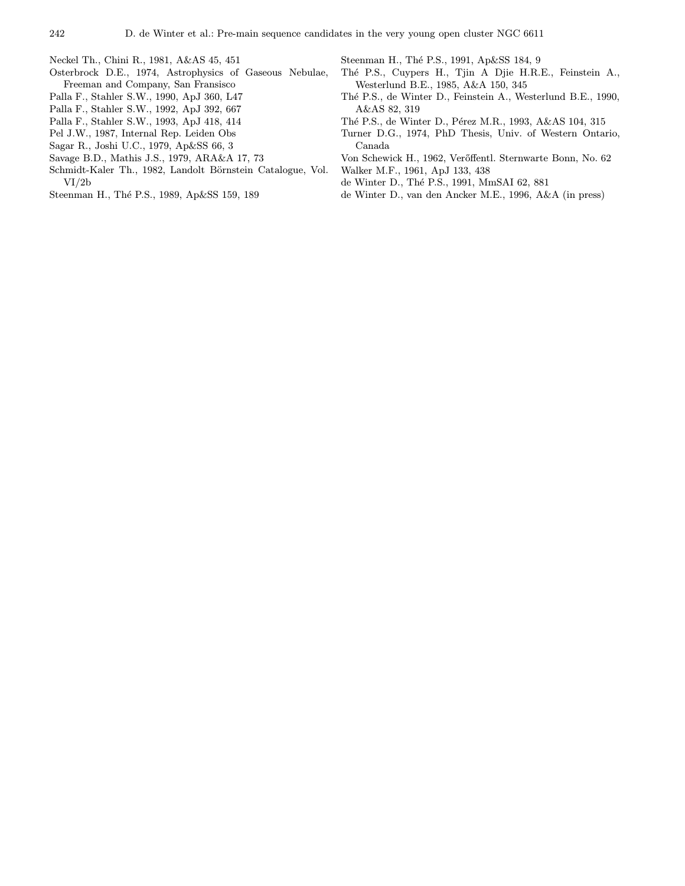Neckel Th., Chini R., 1981, A&AS 45, 451

Osterbrock D.E., 1974, Astrophysics of Gaseous Nebulae, Freeman and Company, San Fransisco

Palla F., Stahler S.W., 1990, ApJ 360, L47

Palla F., Stahler S.W., 1992, ApJ 392, 667

Palla F., Stahler S.W., 1993, ApJ 418, 414

Pel J.W., 1987, Internal Rep. Leiden Obs

Sagar R., Joshi U.C., 1979, Ap&SS 66, 3

Savage B.D., Mathis J.S., 1979, ARA&A 17, 73

Schmidt-Kaler Th., 1982, Landolt Börnstein Catalogue, Vol. VI/2b

Steenman H., Thé P.S., 1989, Ap&SS 159, 189

Steenman H., Thé P.S., 1991, Ap&SS 184, 9

Thé P.S., Cuypers H., Tjin A Djie H.R.E., Feinstein A., Westerlund B.E., 1985, A&A 150, 345

Thé P.S., de Winter D., Feinstein A., Westerlund B.E., 1990, A&AS 82, 319

Thé P.S., de Winter D., Pérez M.R., 1993, A&AS 104, 315

Turner D.G., 1974, PhD Thesis, Univ. of Western Ontario, Canada

Von Schewick H., 1962, Veröffentl. Sternwarte Bonn, No. 62

Walker M.F., 1961, ApJ 133, 438

de Winter D., Thé P.S., 1991, MmSAI 62, 881

de Winter D., van den Ancker M.E., 1996, A&A (in press)